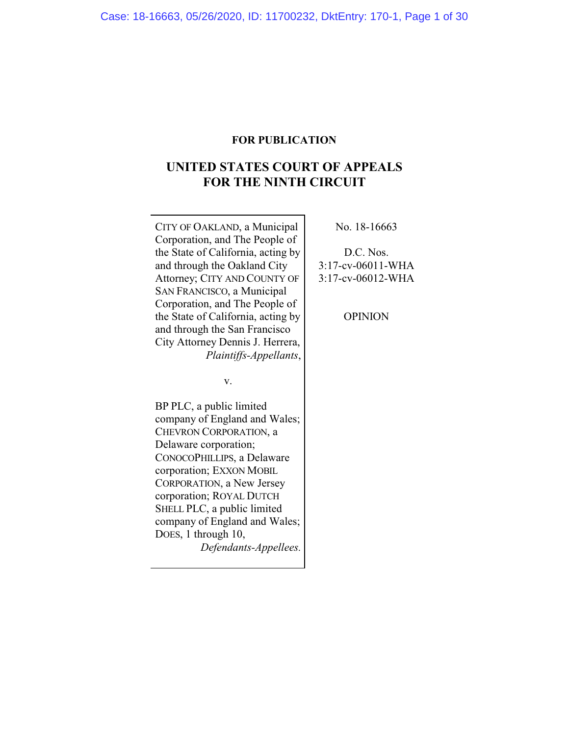**FOR PUBLICATION**

# UNITED STATES COURT OF APPEALS FOR THE NINTH CIRCUIT

CITY OF OAKLAND, a Municipal Corporation, and The People of the State of California, acting by and through the Oakland City Attorney; CITY AND COUNTY OF SAN FRANCISCO, a Municipal Corporation, and The People of the State of California, acting by and through the San Francisco City Attorney Dennis J. Herrera,
*Plaintiffs-Appellants*,

v.

BP PLC, a public limited company of England and Wales; CHEVRON CORPORATION, a Delaware corporation; CONOCOPHILLIPS, a Delaware corporation; EXXON MOBIL CORPORATION, a New Jersey corporation; ROYAL DUTCH SHELL PLC, a public limited company of England and Wales; DOES, 1 through 10,
*Defendants-Appellees.*

No. 18-16663

D.C. Nos.
3:17-cv-06011-WHA
3:17-cv-06012-WHA

OPINION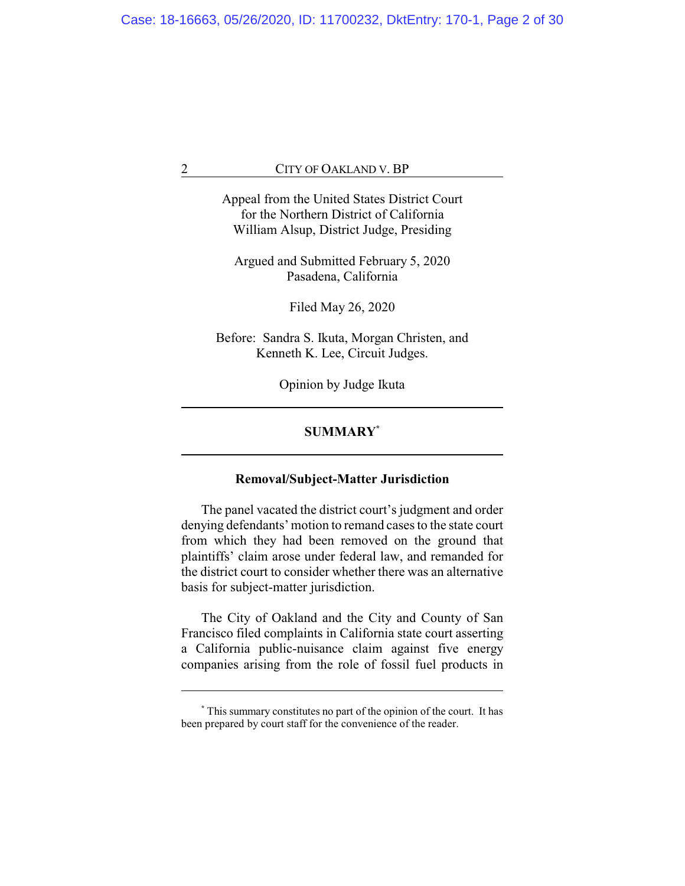Appeal from the United States District Court
for the Northern District of California
William Alsup, District Judge, Presiding

Argued and Submitted February 5, 2020
Pasadena, California

Filed May 26, 2020

Before: Sandra S. Ikuta, Morgan Christen, and
Kenneth K. Lee, Circuit Judges.

Opinion by Judge Ikuta

---

## SUMMARY[*]

---

### Removal/Subject-Matter Jurisdiction

The panel vacated the district court's judgment and order denying defendants' motion to remand cases to the state court from which they had been removed on the ground that plaintiffs' claim arose under federal law, and remanded for the district court to consider whether there was an alternative basis for subject-matter jurisdiction.

The City of Oakland and the City and County of San Francisco filed complaints in California state court asserting a California public-nuisance claim against five energy companies arising from the role of fossil fuel products in

---

[*] This summary constitutes no part of the opinion of the court. It has been prepared by court staff for the convenience of the reader.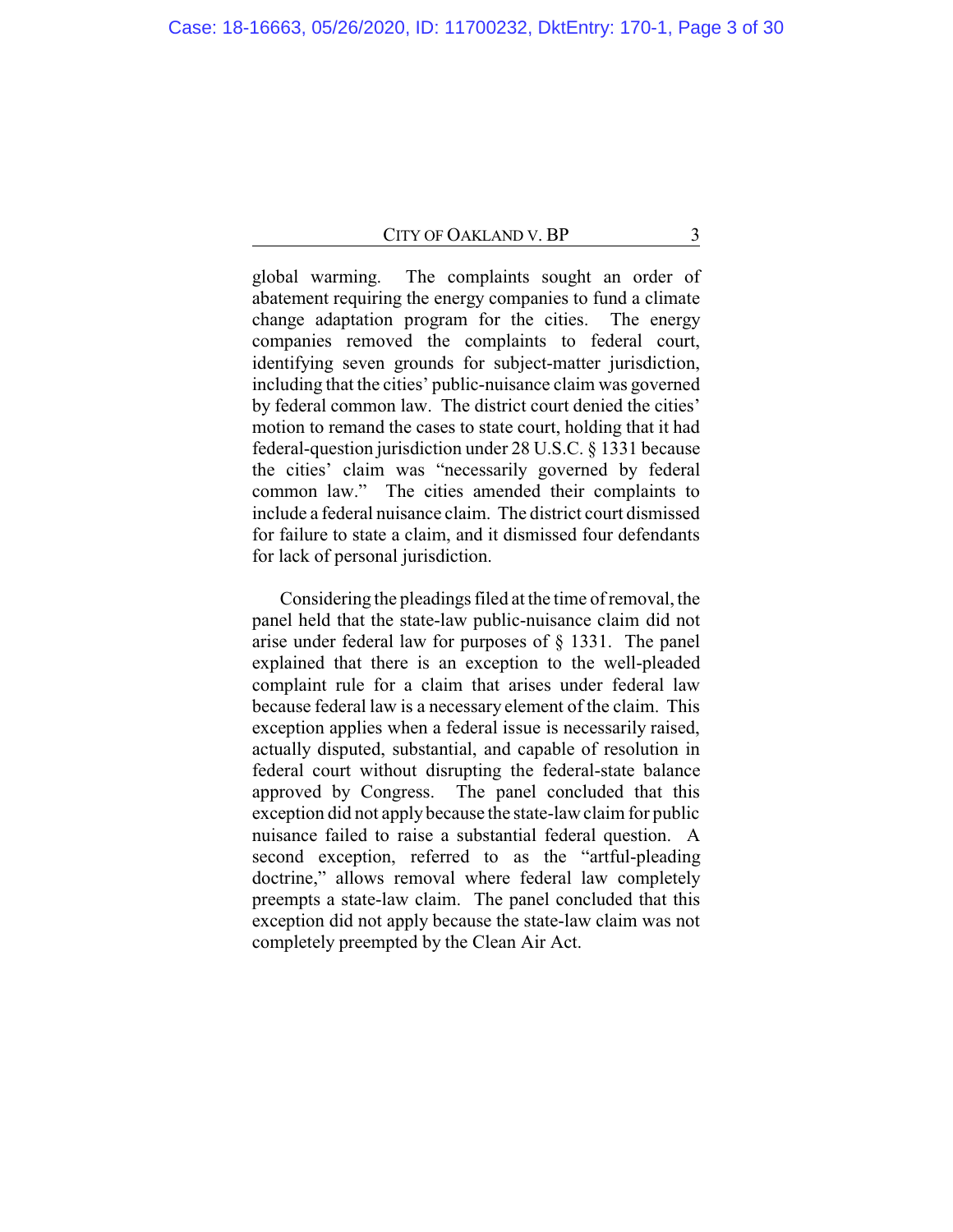global warming. The complaints sought an order of abatement requiring the energy companies to fund a climate change adaptation program for the cities. The energy companies removed the complaints to federal court, identifying seven grounds for subject-matter jurisdiction, including that the cities' public-nuisance claim was governed by federal common law. The district court denied the cities' motion to remand the cases to state court, holding that it had federal-question jurisdiction under 28 U.S.C. § 1331 because the cities' claim was "necessarily governed by federal common law." The cities amended their complaints to include a federal nuisance claim. The district court dismissed for failure to state a claim, and it dismissed four defendants for lack of personal jurisdiction.

Considering the pleadings filed at the time of removal, the panel held that the state-law public-nuisance claim did not arise under federal law for purposes of § 1331. The panel explained that there is an exception to the well-pleaded complaint rule for a claim that arises under federal law because federal law is a necessary element of the claim. This exception applies when a federal issue is necessarily raised, actually disputed, substantial, and capable of resolution in federal court without disrupting the federal-state balance approved by Congress. The panel concluded that this exception did not apply because the state-law claim for public nuisance failed to raise a substantial federal question. A second exception, referred to as the "artful-pleading doctrine," allows removal where federal law completely preempts a state-law claim. The panel concluded that this exception did not apply because the state-law claim was not completely preempted by the Clean Air Act.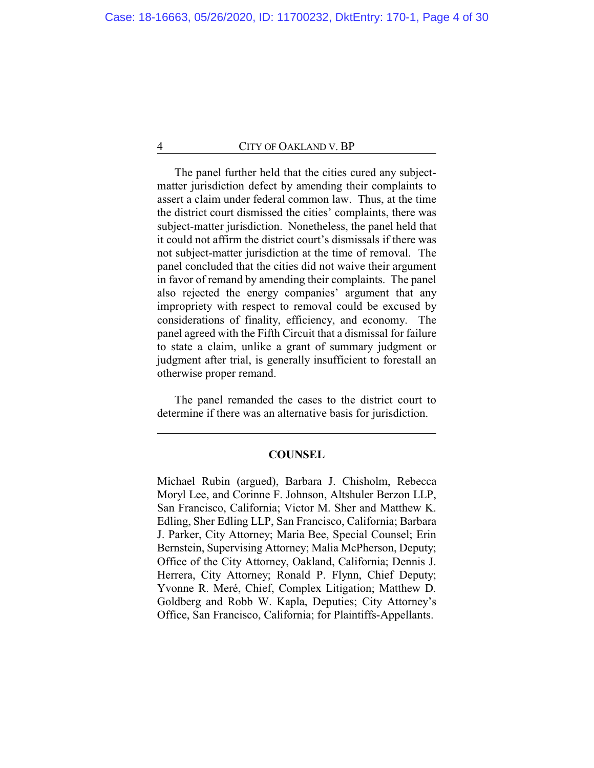The panel further held that the cities cured any subject-matter jurisdiction defect by amending their complaints to assert a claim under federal common law. Thus, at the time the district court dismissed the cities' complaints, there was subject-matter jurisdiction. Nonetheless, the panel held that it could not affirm the district court's dismissals if there was not subject-matter jurisdiction at the time of removal. The panel concluded that the cities did not waive their argument in favor of remand by amending their complaints. The panel also rejected the energy companies' argument that any impropriety with respect to removal could be excused by considerations of finality, efficiency, and economy. The panel agreed with the Fifth Circuit that a dismissal for failure to state a claim, unlike a grant of summary judgment or judgment after trial, is generally insufficient to forestall an otherwise proper remand.

The panel remanded the cases to the district court to determine if there was an alternative basis for jurisdiction.

---

## COUNSEL

Michael Rubin (argued), Barbara J. Chisholm, Rebecca Moryl Lee, and Corinne F. Johnson, Altshuler Berzon LLP, San Francisco, California; Victor M. Sher and Matthew K. Edling, Sher Edling LLP, San Francisco, California; Barbara J. Parker, City Attorney; Maria Bee, Special Counsel; Erin Bernstein, Supervising Attorney; Malia McPherson, Deputy; Office of the City Attorney, Oakland, California; Dennis J. Herrera, City Attorney; Ronald P. Flynn, Chief Deputy; Yvonne R. Meré, Chief, Complex Litigation; Matthew D. Goldberg and Robb W. Kapla, Deputies; City Attorney's Office, San Francisco, California; for Plaintiffs-Appellants.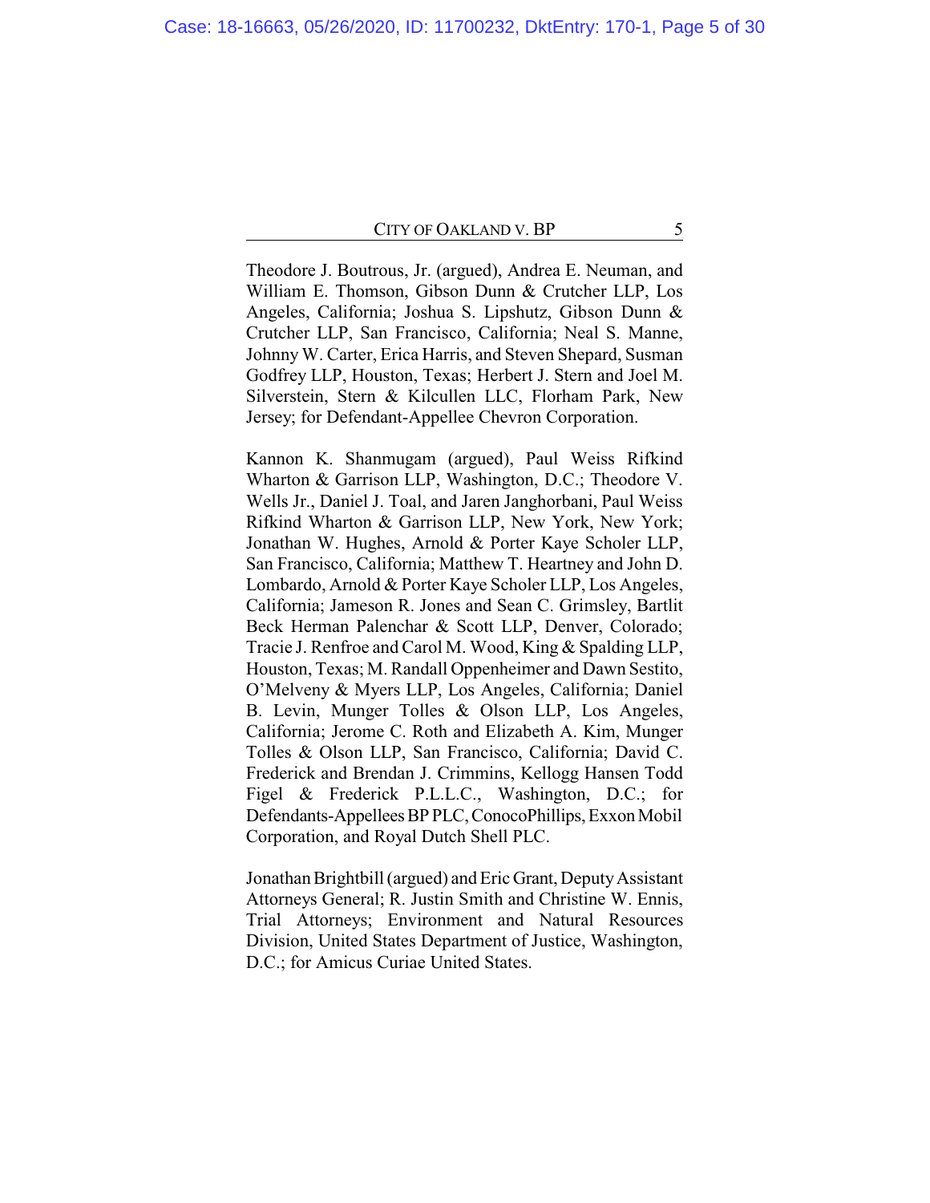Theodore J. Boutrous, Jr. (argued), Andrea E. Neuman, and William E. Thomson, Gibson Dunn & Crutcher LLP, Los Angeles, California; Joshua S. Lipshutz, Gibson Dunn & Crutcher LLP, San Francisco, California; Neal S. Manne, Johnny W. Carter, Erica Harris, and Steven Shepard, Susman Godfrey LLP, Houston, Texas; Herbert J. Stern and Joel M. Silverstein, Stern & Kilcullen LLC, Florham Park, New Jersey; for Defendant-Appellee Chevron Corporation.

Kannon K. Shanmugam (argued), Paul Weiss Rifkind Wharton & Garrison LLP, Washington, D.C.; Theodore V. Wells Jr., Daniel J. Toal, and Jaren Janghorbani, Paul Weiss Rifkind Wharton & Garrison LLP, New York, New York; Jonathan W. Hughes, Arnold & Porter Kaye Scholer LLP, San Francisco, California; Matthew T. Heartney and John D. Lombardo, Arnold & Porter Kaye Scholer LLP, Los Angeles, California; Jameson R. Jones and Sean C. Grimsley, Bartlit Beck Herman Palenchar & Scott LLP, Denver, Colorado; Tracie J. Renfroe and Carol M. Wood, King & Spalding LLP, Houston, Texas; M. Randall Oppenheimer and Dawn Sestito, O'Melveny & Myers LLP, Los Angeles, California; Daniel B. Levin, Munger Tolles & Olson LLP, Los Angeles, California; Jerome C. Roth and Elizabeth A. Kim, Munger Tolles & Olson LLP, San Francisco, California; David C. Frederick and Brendan J. Crimmins, Kellogg Hansen Todd Figel & Frederick P.L.L.C., Washington, D.C.; for Defendants-Appellees BP PLC, ConocoPhillips, Exxon Mobil Corporation, and Royal Dutch Shell PLC.

Jonathan Brightbill (argued) and Eric Grant, Deputy Assistant Attorneys General; R. Justin Smith and Christine W. Ennis, Trial Attorneys; Environment and Natural Resources Division, United States Department of Justice, Washington, D.C.; for Amicus Curiae United States.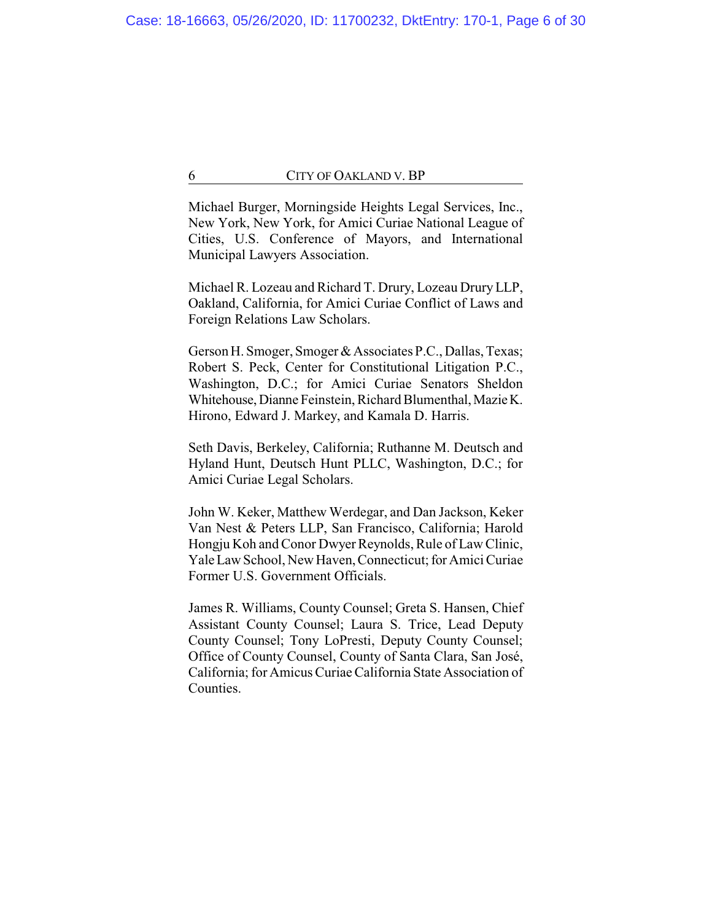Michael Burger, Morningside Heights Legal Services, Inc., New York, New York, for Amici Curiae National League of Cities, U.S. Conference of Mayors, and International Municipal Lawyers Association.

Michael R. Lozeau and Richard T. Drury, Lozeau Drury LLP, Oakland, California, for Amici Curiae Conflict of Laws and Foreign Relations Law Scholars.

Gerson H. Smoger, Smoger & Associates P.C., Dallas, Texas; Robert S. Peck, Center for Constitutional Litigation P.C., Washington, D.C.; for Amici Curiae Senators Sheldon Whitehouse, Dianne Feinstein, Richard Blumenthal, Mazie K. Hirono, Edward J. Markey, and Kamala D. Harris.

Seth Davis, Berkeley, California; Ruthanne M. Deutsch and Hyland Hunt, Deutsch Hunt PLLC, Washington, D.C.; for Amici Curiae Legal Scholars.

John W. Keker, Matthew Werdegar, and Dan Jackson, Keker Van Nest & Peters LLP, San Francisco, California; Harold Hongju Koh and Conor Dwyer Reynolds, Rule of Law Clinic, Yale Law School, New Haven, Connecticut; for Amici Curiae Former U.S. Government Officials.

James R. Williams, County Counsel; Greta S. Hansen, Chief Assistant County Counsel; Laura S. Trice, Lead Deputy County Counsel; Tony LoPresti, Deputy County Counsel; Office of County Counsel, County of Santa Clara, San José, California; for Amicus Curiae California State Association of Counties.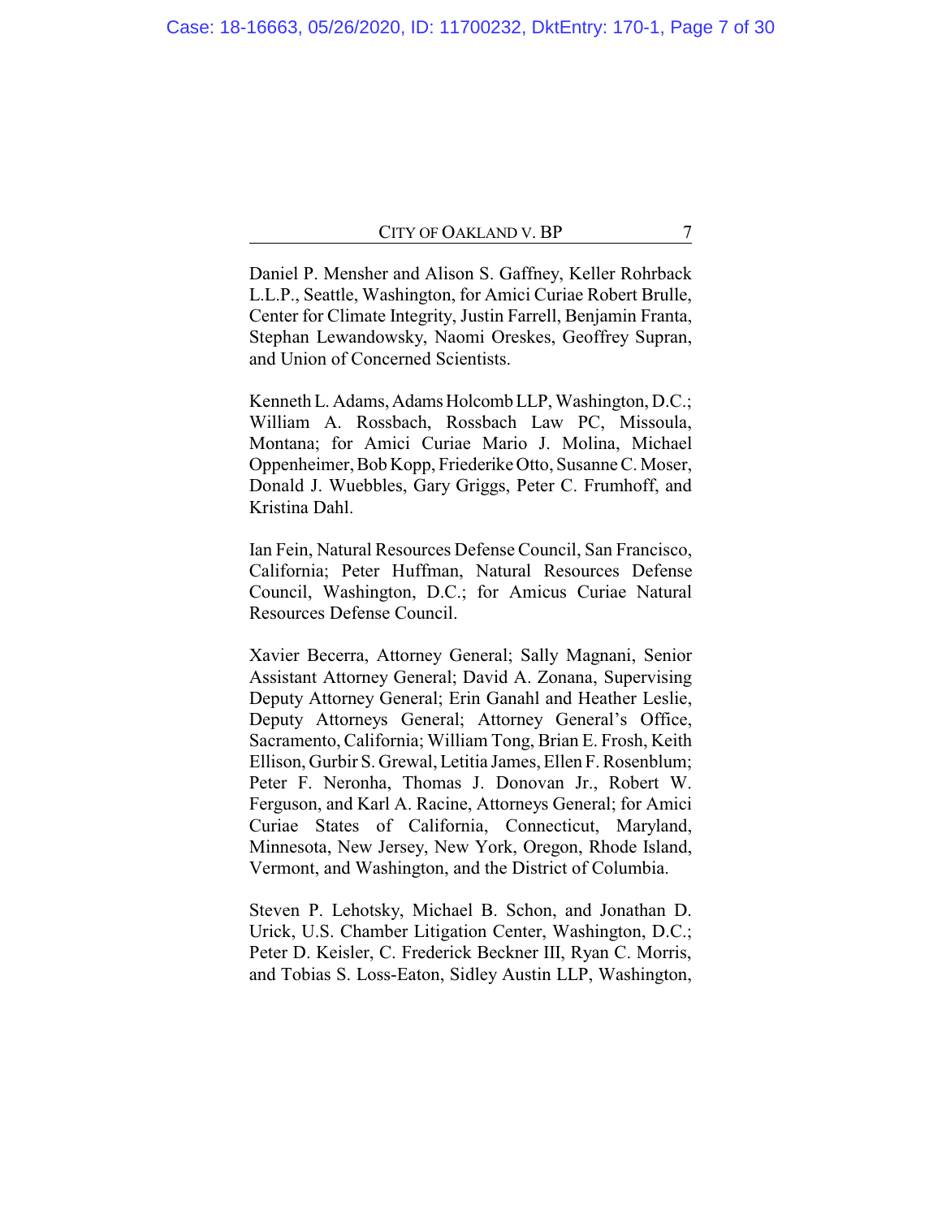Daniel P. Mensher and Alison S. Gaffney, Keller Rohrback L.L.P., Seattle, Washington, for Amici Curiae Robert Brulle, Center for Climate Integrity, Justin Farrell, Benjamin Franta, Stephan Lewandowsky, Naomi Oreskes, Geoffrey Supran, and Union of Concerned Scientists.

Kenneth L. Adams, Adams Holcomb LLP, Washington, D.C.; William A. Rossbach, Rossbach Law PC, Missoula, Montana; for Amici Curiae Mario J. Molina, Michael Oppenheimer, Bob Kopp, Friederike Otto, Susanne C. Moser, Donald J. Wuebbles, Gary Griggs, Peter C. Frumhoff, and Kristina Dahl.

Ian Fein, Natural Resources Defense Council, San Francisco, California; Peter Huffman, Natural Resources Defense Council, Washington, D.C.; for Amicus Curiae Natural Resources Defense Council.

Xavier Becerra, Attorney General; Sally Magnani, Senior Assistant Attorney General; David A. Zonana, Supervising Deputy Attorney General; Erin Ganahl and Heather Leslie, Deputy Attorneys General; Attorney General's Office, Sacramento, California; William Tong, Brian E. Frosh, Keith Ellison, Gurbir S. Grewal, Letitia James, Ellen F. Rosenblum; Peter F. Neronha, Thomas J. Donovan Jr., Robert W. Ferguson, and Karl A. Racine, Attorneys General; for Amici Curiae States of California, Connecticut, Maryland, Minnesota, New Jersey, New York, Oregon, Rhode Island, Vermont, and Washington, and the District of Columbia.

Steven P. Lehotsky, Michael B. Schon, and Jonathan D. Urick, U.S. Chamber Litigation Center, Washington, D.C.; Peter D. Keisler, C. Frederick Beckner III, Ryan C. Morris, and Tobias S. Loss-Eaton, Sidley Austin LLP, Washington,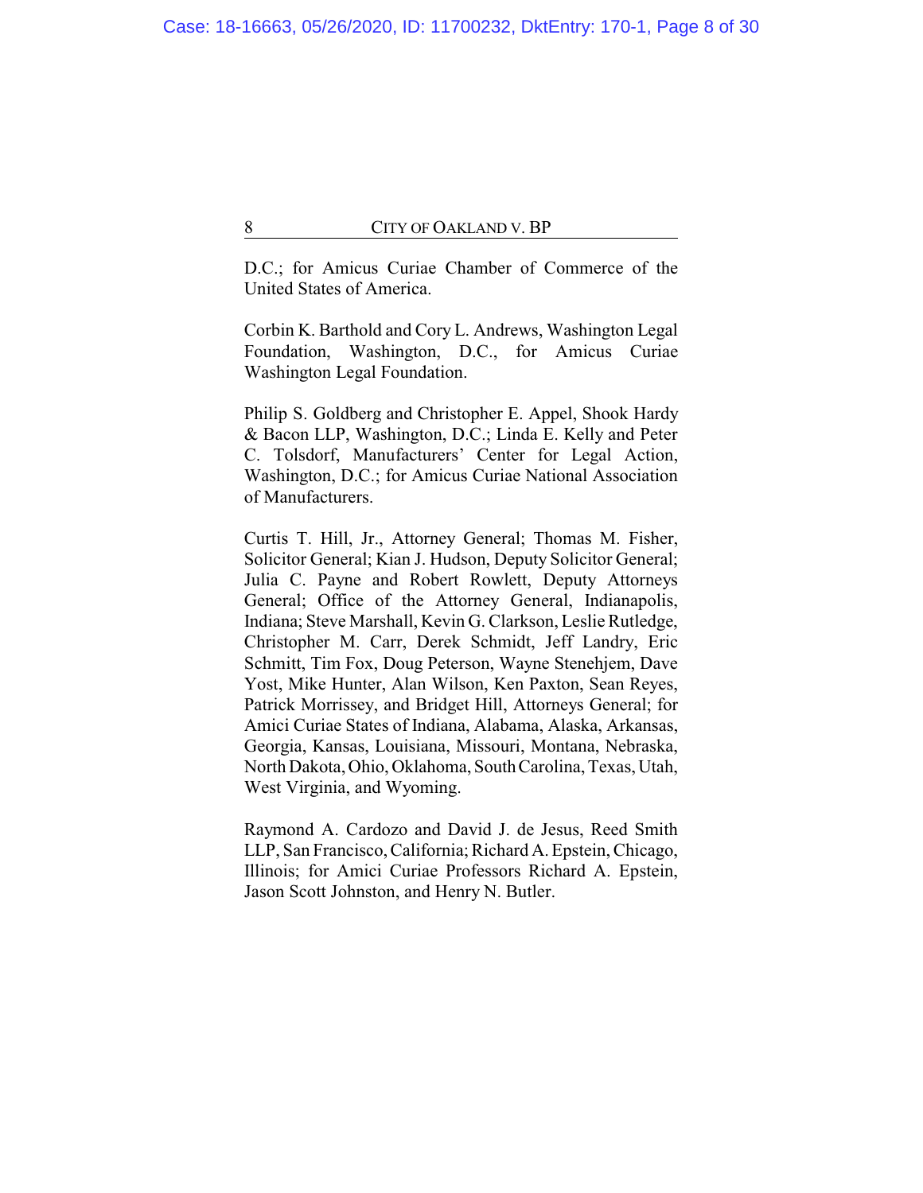D.C.; for Amicus Curiae Chamber of Commerce of the United States of America.

Corbin K. Barthold and Cory L. Andrews, Washington Legal Foundation, Washington, D.C., for Amicus Curiae Washington Legal Foundation.

Philip S. Goldberg and Christopher E. Appel, Shook Hardy & Bacon LLP, Washington, D.C.; Linda E. Kelly and Peter C. Tolsdorf, Manufacturers' Center for Legal Action, Washington, D.C.; for Amicus Curiae National Association of Manufacturers.

Curtis T. Hill, Jr., Attorney General; Thomas M. Fisher, Solicitor General; Kian J. Hudson, Deputy Solicitor General; Julia C. Payne and Robert Rowlett, Deputy Attorneys General; Office of the Attorney General, Indianapolis, Indiana; Steve Marshall, Kevin G. Clarkson, Leslie Rutledge, Christopher M. Carr, Derek Schmidt, Jeff Landry, Eric Schmitt, Tim Fox, Doug Peterson, Wayne Stenehjem, Dave Yost, Mike Hunter, Alan Wilson, Ken Paxton, Sean Reyes, Patrick Morrissey, and Bridget Hill, Attorneys General; for Amici Curiae States of Indiana, Alabama, Alaska, Arkansas, Georgia, Kansas, Louisiana, Missouri, Montana, Nebraska, North Dakota, Ohio, Oklahoma, South Carolina, Texas, Utah, West Virginia, and Wyoming.

Raymond A. Cardozo and David J. de Jesus, Reed Smith LLP, San Francisco, California; Richard A. Epstein, Chicago, Illinois; for Amici Curiae Professors Richard A. Epstein, Jason Scott Johnston, and Henry N. Butler.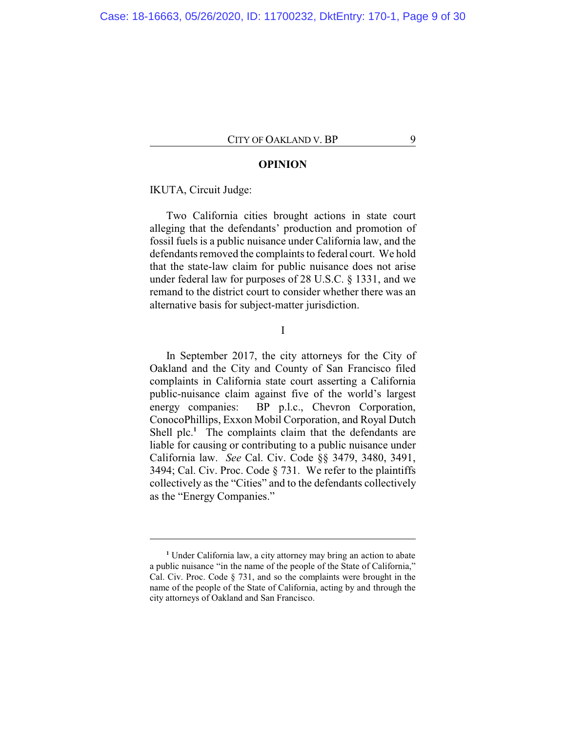## OPINION

IKUTA, Circuit Judge:

Two California cities brought actions in state court alleging that the defendants' production and promotion of fossil fuels is a public nuisance under California law, and the defendants removed the complaints to federal court. We hold that the state-law claim for public nuisance does not arise under federal law for purposes of 28 U.S.C. § 1331, and we remand to the district court to consider whether there was an alternative basis for subject-matter jurisdiction.

### I

In September 2017, the city attorneys for the City of Oakland and the City and County of San Francisco filed complaints in California state court asserting a California public-nuisance claim against five of the world's largest energy companies: BP p.l.c., Chevron Corporation, ConocoPhillips, Exxon Mobil Corporation, and Royal Dutch Shell plc.[1] The complaints claim that the defendants are liable for causing or contributing to a public nuisance under California law. *See* Cal. Civ. Code §§ 3479, 3480, 3491, 3494; Cal. Civ. Proc. Code § 731. We refer to the plaintiffs collectively as the "Cities" and to the defendants collectively as the "Energy Companies."

---

[1] Under California law, a city attorney may bring an action to abate a public nuisance "in the name of the people of the State of California," Cal. Civ. Proc. Code § 731, and so the complaints were brought in the name of the people of the State of California, acting by and through the city attorneys of Oakland and San Francisco.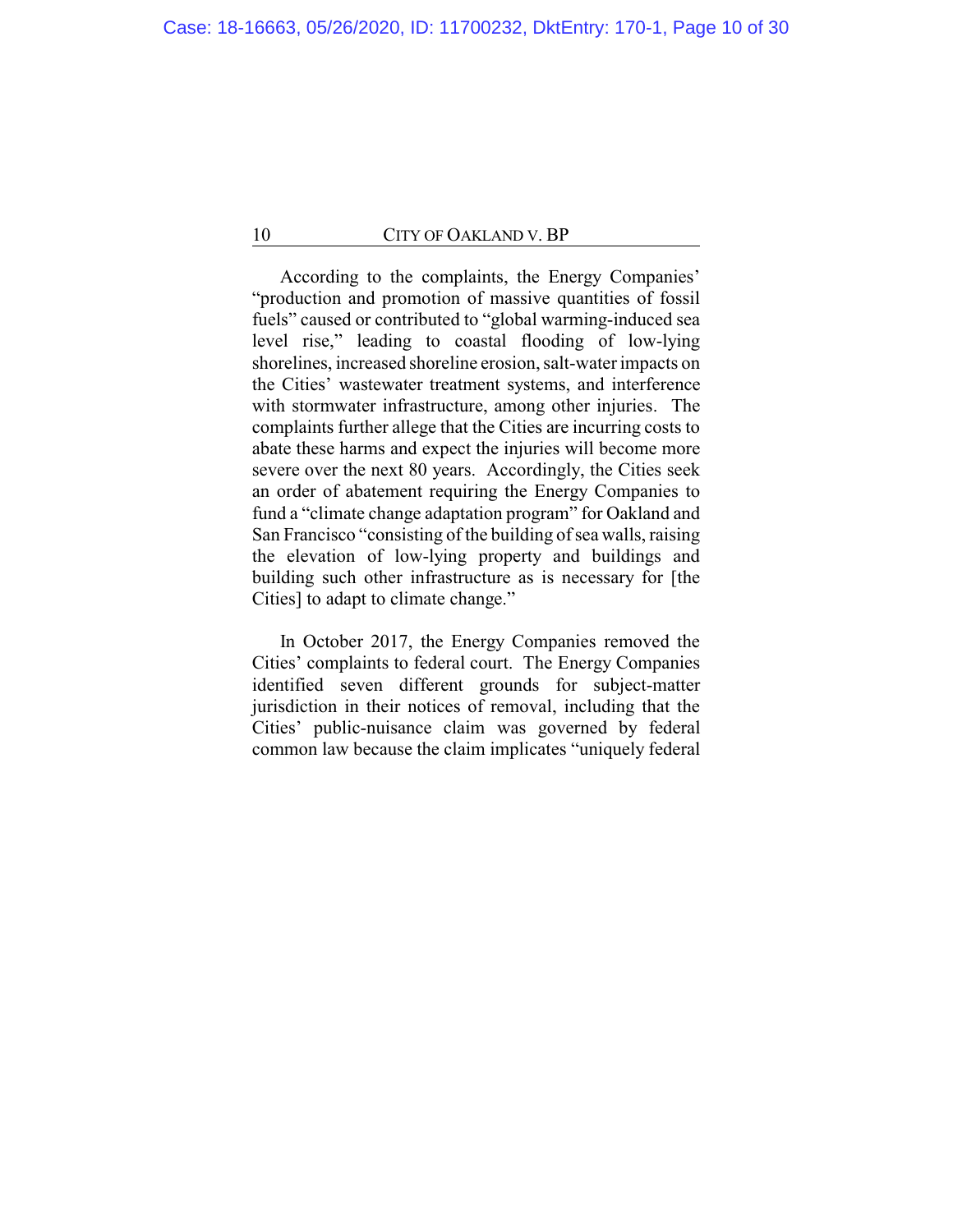According to the complaints, the Energy Companies' "production and promotion of massive quantities of fossil fuels" caused or contributed to "global warming-induced sea level rise," leading to coastal flooding of low-lying shorelines, increased shoreline erosion, salt-water impacts on the Cities' wastewater treatment systems, and interference with stormwater infrastructure, among other injuries. The complaints further allege that the Cities are incurring costs to abate these harms and expect the injuries will become more severe over the next 80 years. Accordingly, the Cities seek an order of abatement requiring the Energy Companies to fund a "climate change adaptation program" for Oakland and San Francisco "consisting of the building of sea walls, raising the elevation of low-lying property and buildings and building such other infrastructure as is necessary for [the Cities] to adapt to climate change."

In October 2017, the Energy Companies removed the Cities' complaints to federal court. The Energy Companies identified seven different grounds for subject-matter jurisdiction in their notices of removal, including that the Cities' public-nuisance claim was governed by federal common law because the claim implicates "uniquely federal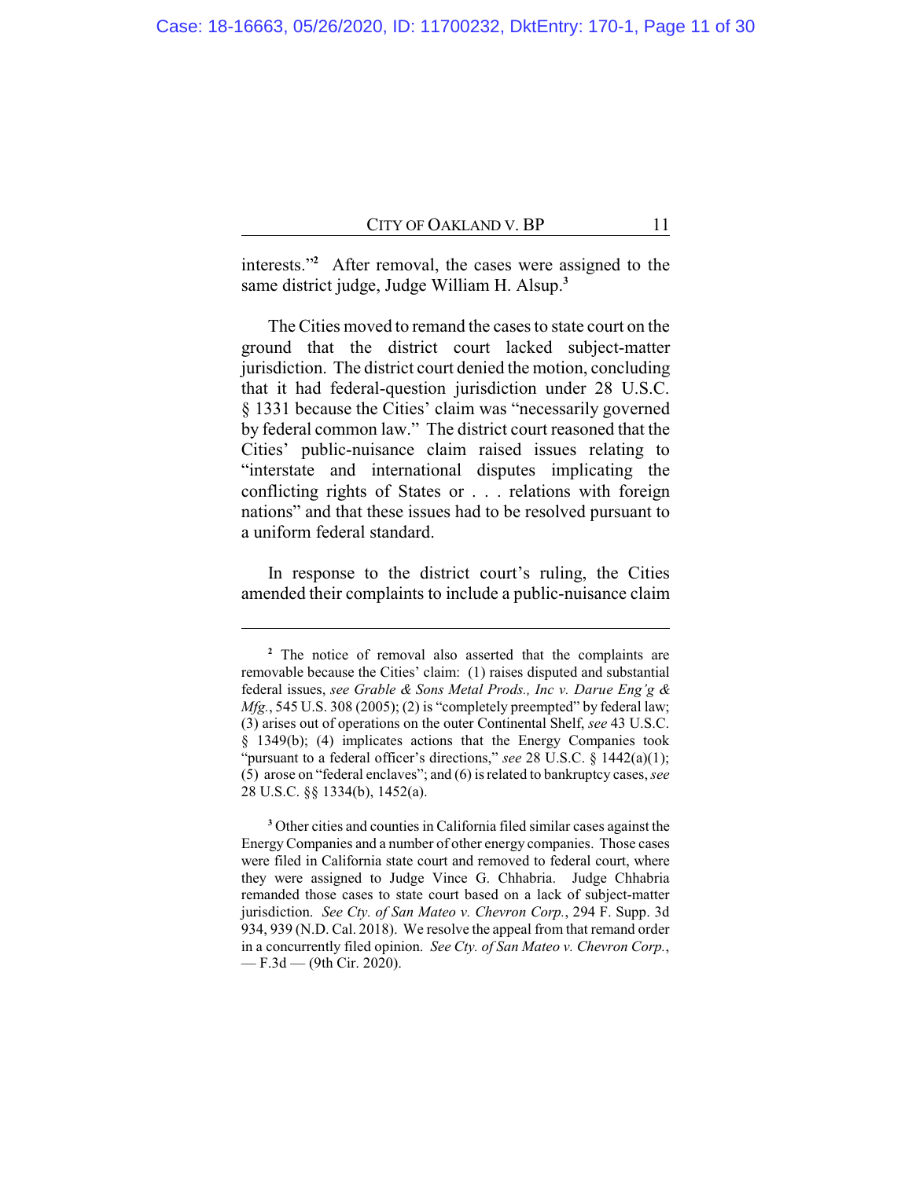interests."[2] After removal, the cases were assigned to the same district judge, Judge William H. Alsup.[3]

The Cities moved to remand the cases to state court on the ground that the district court lacked subject-matter jurisdiction. The district court denied the motion, concluding that it had federal-question jurisdiction under 28 U.S.C. § 1331 because the Cities' claim was "necessarily governed by federal common law." The district court reasoned that the Cities' public-nuisance claim raised issues relating to "interstate and international disputes implicating the conflicting rights of States or . . . relations with foreign nations" and that these issues had to be resolved pursuant to a uniform federal standard.

In response to the district court's ruling, the Cities amended their complaints to include a public-nuisance claim

---

[2] The notice of removal also asserted that the complaints are removable because the Cities' claim: (1) raises disputed and substantial federal issues, *see Grable & Sons Metal Prods., Inc v. Darue Eng'g & Mfg.*, 545 U.S. 308 (2005); (2) is "completely preempted" by federal law; (3) arises out of operations on the outer Continental Shelf, *see* 43 U.S.C. § 1349(b); (4) implicates actions that the Energy Companies took "pursuant to a federal officer's directions," *see* 28 U.S.C. § 1442(a)(1); (5) arose on "federal enclaves"; and (6) is related to bankruptcy cases, *see* 28 U.S.C. §§ 1334(b), 1452(a).

[3] Other cities and counties in California filed similar cases against the Energy Companies and a number of other energy companies. Those cases were filed in California state court and removed to federal court, where they were assigned to Judge Vince G. Chhabria. Judge Chhabria remanded those cases to state court based on a lack of subject-matter jurisdiction. *See Cty. of San Mateo v. Chevron Corp.*, 294 F. Supp. 3d 934, 939 (N.D. Cal. 2018). We resolve the appeal from that remand order in a concurrently filed opinion. *See Cty. of San Mateo v. Chevron Corp.*, — F.3d — (9th Cir. 2020).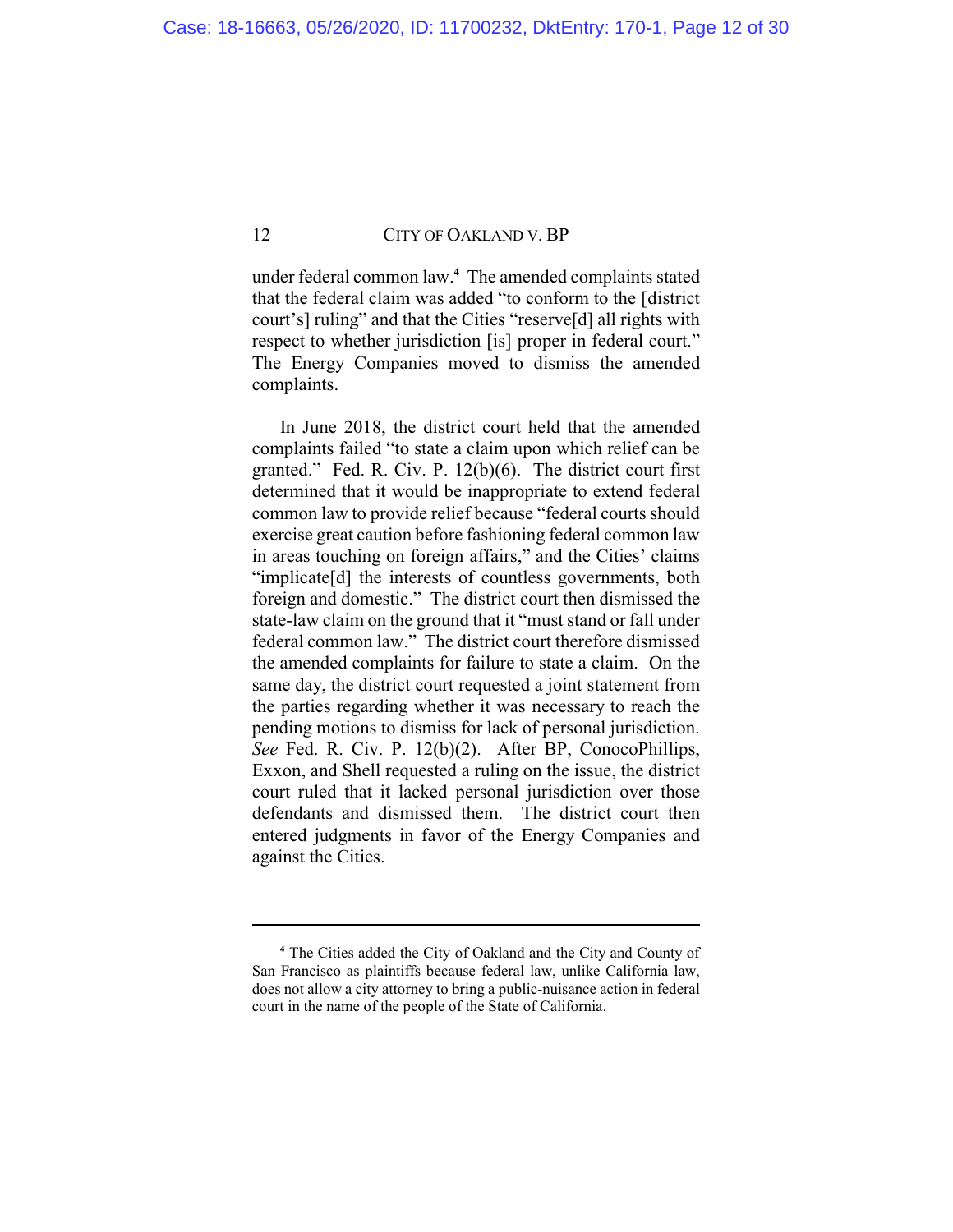under federal common law.[4] The amended complaints stated that the federal claim was added "to conform to the [district court's] ruling" and that the Cities "reserve[d] all rights with respect to whether jurisdiction [is] proper in federal court." The Energy Companies moved to dismiss the amended complaints.

In June 2018, the district court held that the amended complaints failed "to state a claim upon which relief can be granted." Fed. R. Civ. P. 12(b)(6). The district court first determined that it would be inappropriate to extend federal common law to provide relief because "federal courts should exercise great caution before fashioning federal common law in areas touching on foreign affairs," and the Cities' claims "implicate[d] the interests of countless governments, both foreign and domestic." The district court then dismissed the state-law claim on the ground that it "must stand or fall under federal common law." The district court therefore dismissed the amended complaints for failure to state a claim. On the same day, the district court requested a joint statement from the parties regarding whether it was necessary to reach the pending motions to dismiss for lack of personal jurisdiction. *See* Fed. R. Civ. P. 12(b)(2). After BP, ConocoPhillips, Exxon, and Shell requested a ruling on the issue, the district court ruled that it lacked personal jurisdiction over those defendants and dismissed them. The district court then entered judgments in favor of the Energy Companies and against the Cities.

---

[4] The Cities added the City of Oakland and the City and County of San Francisco as plaintiffs because federal law, unlike California law, does not allow a city attorney to bring a public-nuisance action in federal court in the name of the people of the State of California.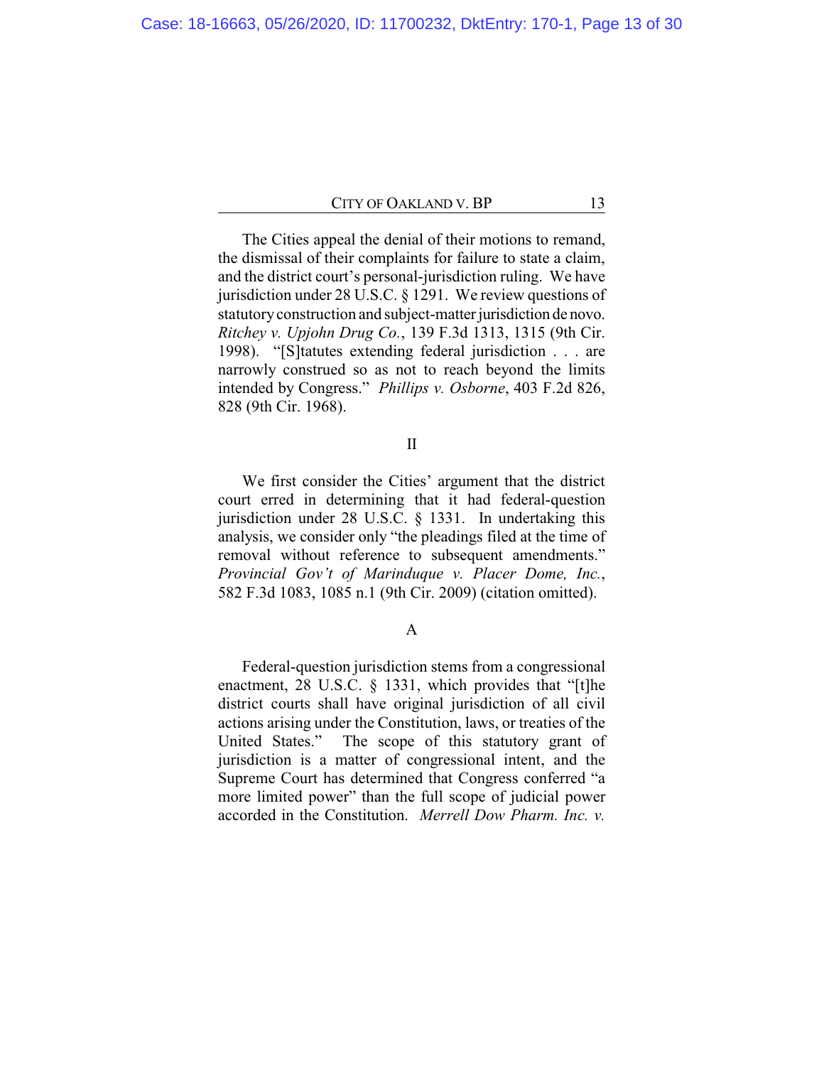The Cities appeal the denial of their motions to remand, the dismissal of their complaints for failure to state a claim, and the district court's personal-jurisdiction ruling. We have jurisdiction under 28 U.S.C. § 1291. We review questions of statutory construction and subject-matter jurisdiction de novo. *Ritchey v. Upjohn Drug Co.*, 139 F.3d 1313, 1315 (9th Cir. 1998). "[S]tatutes extending federal jurisdiction . . . are narrowly construed so as not to reach beyond the limits intended by Congress." *Phillips v. Osborne*, 403 F.2d 826, 828 (9th Cir. 1968).

## II

We first consider the Cities' argument that the district court erred in determining that it had federal-question jurisdiction under 28 U.S.C. § 1331. In undertaking this analysis, we consider only "the pleadings filed at the time of removal without reference to subsequent amendments." *Provincial Gov't of Marinduque v. Placer Dome, Inc.*, 582 F.3d 1083, 1085 n.1 (9th Cir. 2009) (citation omitted).

### A

Federal-question jurisdiction stems from a congressional enactment, 28 U.S.C. § 1331, which provides that "[t]he district courts shall have original jurisdiction of all civil actions arising under the Constitution, laws, or treaties of the United States." The scope of this statutory grant of jurisdiction is a matter of congressional intent, and the Supreme Court has determined that Congress conferred "a more limited power" than the full scope of judicial power accorded in the Constitution. *Merrell Dow Pharm. Inc. v.*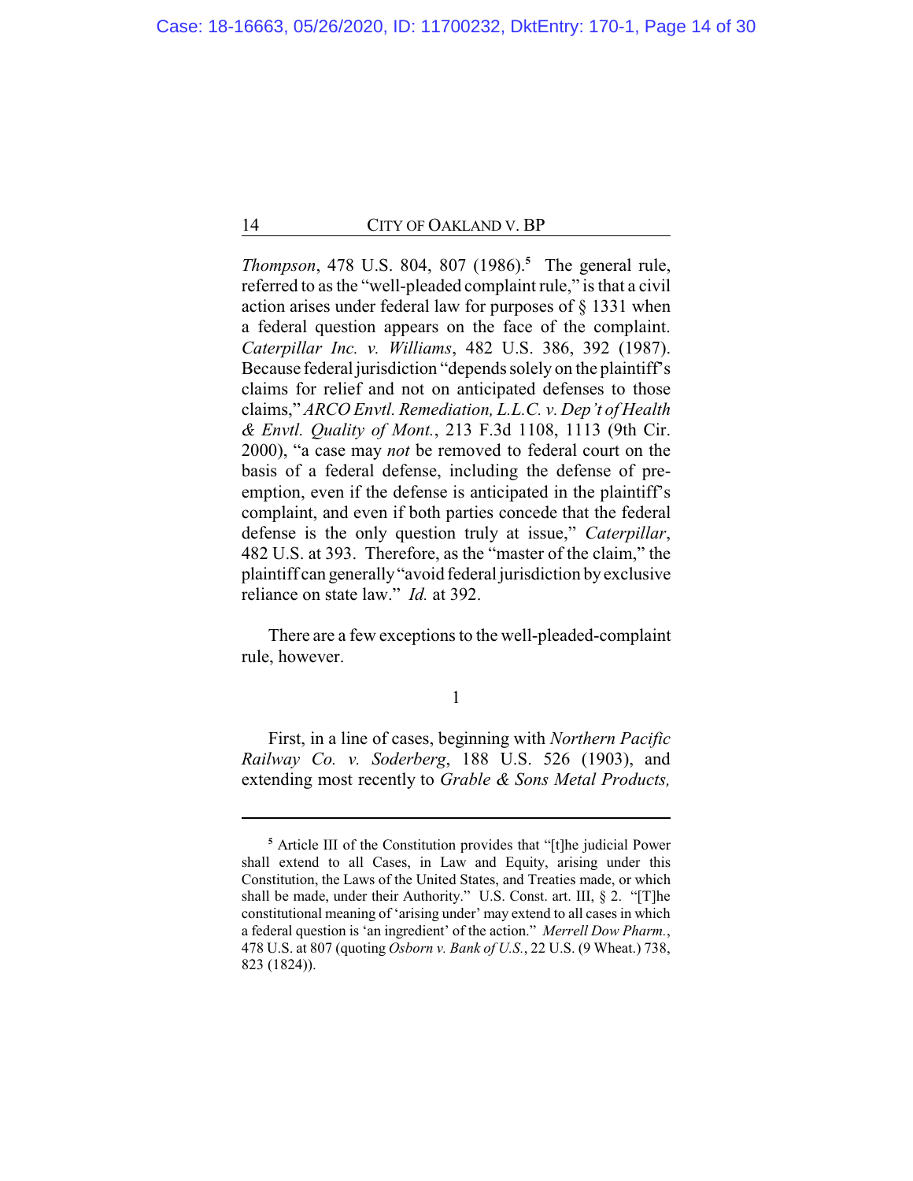*Thompson*, 478 U.S. 804, 807 (1986).[5] The general rule, referred to as the "well-pleaded complaint rule," is that a civil action arises under federal law for purposes of § 1331 when a federal question appears on the face of the complaint. *Caterpillar Inc. v. Williams*, 482 U.S. 386, 392 (1987). Because federal jurisdiction "depends solely on the plaintiff's claims for relief and not on anticipated defenses to those claims," *ARCO Envtl. Remediation, L.L.C. v. Dep't of Health & Envtl. Quality of Mont.*, 213 F.3d 1108, 1113 (9th Cir. 2000), "a case may *not* be removed to federal court on the basis of a federal defense, including the defense of pre-emption, even if the defense is anticipated in the plaintiff's complaint, and even if both parties concede that the federal defense is the only question truly at issue," *Caterpillar*, 482 U.S. at 393. Therefore, as the "master of the claim," the plaintiff can generally "avoid federal jurisdiction by exclusive reliance on state law." *Id.* at 392.

There are a few exceptions to the well-pleaded-complaint rule, however.

1

First, in a line of cases, beginning with *Northern Pacific Railway Co. v. Soderberg*, 188 U.S. 526 (1903), and extending most recently to *Grable & Sons Metal Products,*

---

[5] Article III of the Constitution provides that "[t]he judicial Power shall extend to all Cases, in Law and Equity, arising under this Constitution, the Laws of the United States, and Treaties made, or which shall be made, under their Authority." U.S. Const. art. III, § 2. "[T]he constitutional meaning of 'arising under' may extend to all cases in which a federal question is 'an ingredient' of the action." *Merrell Dow Pharm.*, 478 U.S. at 807 (quoting *Osborn v. Bank of U.S.*, 22 U.S. (9 Wheat.) 738, 823 (1824)).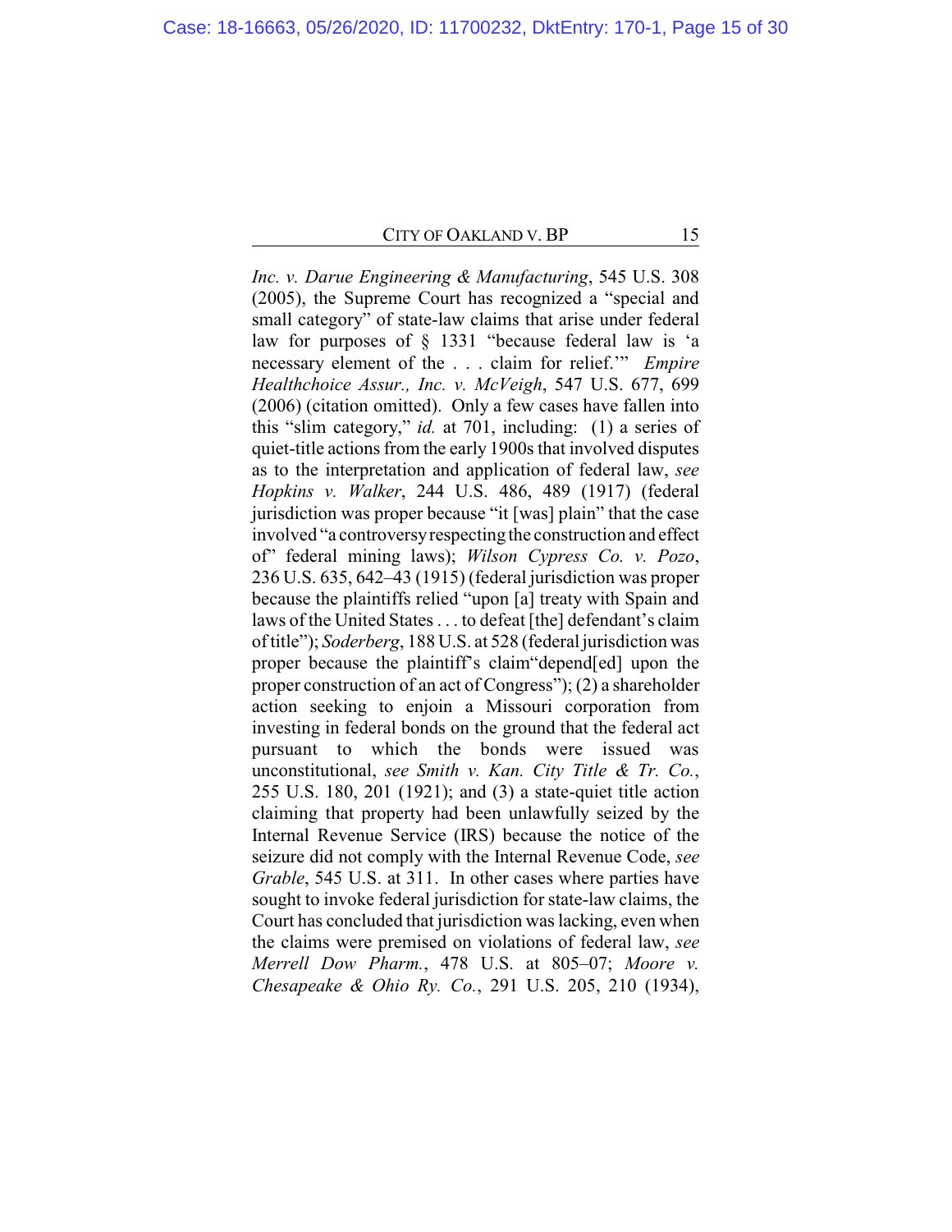*Inc. v. Darue Engineering & Manufacturing*, 545 U.S. 308 (2005), the Supreme Court has recognized a "special and small category" of state-law claims that arise under federal law for purposes of § 1331 "because federal law is 'a necessary element of the . . . claim for relief.'" *Empire Healthchoice Assur., Inc. v. McVeigh*, 547 U.S. 677, 699 (2006) (citation omitted). Only a few cases have fallen into this "slim category," *id.* at 701, including: (1) a series of quiet-title actions from the early 1900s that involved disputes as to the interpretation and application of federal law, *see Hopkins v. Walker*, 244 U.S. 486, 489 (1917) (federal jurisdiction was proper because "it [was] plain" that the case involved "a controversy respecting the construction and effect of" federal mining laws); *Wilson Cypress Co. v. Pozo*, 236 U.S. 635, 642–43 (1915) (federal jurisdiction was proper because the plaintiffs relied "upon [a] treaty with Spain and laws of the United States . . . to defeat [the] defendant's claim of title"); *Soderberg*, 188 U.S. at 528 (federal jurisdiction was proper because the plaintiff's claim"depend[ed] upon the proper construction of an act of Congress"); (2) a shareholder action seeking to enjoin a Missouri corporation from investing in federal bonds on the ground that the federal act pursuant to which the bonds were issued was unconstitutional, *see Smith v. Kan. City Title & Tr. Co.*, 255 U.S. 180, 201 (1921); and (3) a state-quiet title action claiming that property had been unlawfully seized by the Internal Revenue Service (IRS) because the notice of the seizure did not comply with the Internal Revenue Code, *see Grable*, 545 U.S. at 311. In other cases where parties have sought to invoke federal jurisdiction for state-law claims, the Court has concluded that jurisdiction was lacking, even when the claims were premised on violations of federal law, *see Merrell Dow Pharm.*, 478 U.S. at 805–07; *Moore v. Chesapeake & Ohio Ry. Co.*, 291 U.S. 205, 210 (1934),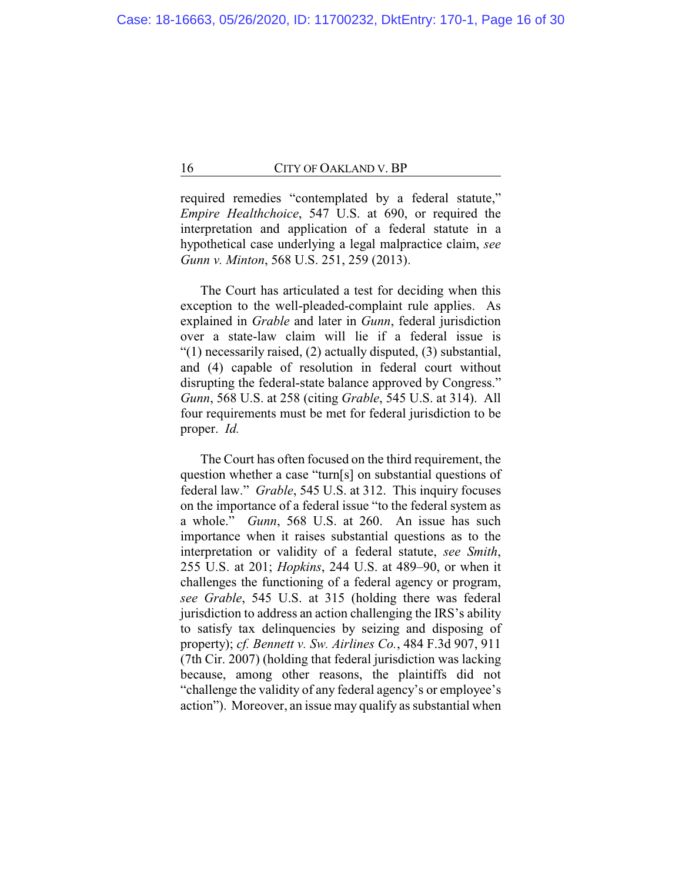required remedies "contemplated by a federal statute," *Empire Healthchoice*, 547 U.S. at 690, or required the interpretation and application of a federal statute in a hypothetical case underlying a legal malpractice claim, *see Gunn v. Minton*, 568 U.S. 251, 259 (2013).

The Court has articulated a test for deciding when this exception to the well-pleaded-complaint rule applies. As explained in *Grable* and later in *Gunn*, federal jurisdiction over a state-law claim will lie if a federal issue is "(1) necessarily raised, (2) actually disputed, (3) substantial, and (4) capable of resolution in federal court without disrupting the federal-state balance approved by Congress." *Gunn*, 568 U.S. at 258 (citing *Grable*, 545 U.S. at 314). All four requirements must be met for federal jurisdiction to be proper. *Id.*

The Court has often focused on the third requirement, the question whether a case "turn[s] on substantial questions of federal law." *Grable*, 545 U.S. at 312. This inquiry focuses on the importance of a federal issue "to the federal system as a whole." *Gunn*, 568 U.S. at 260. An issue has such importance when it raises substantial questions as to the interpretation or validity of a federal statute, *see Smith*, 255 U.S. at 201; *Hopkins*, 244 U.S. at 489–90, or when it challenges the functioning of a federal agency or program, *see Grable*, 545 U.S. at 315 (holding there was federal jurisdiction to address an action challenging the IRS's ability to satisfy tax delinquencies by seizing and disposing of property); *cf. Bennett v. Sw. Airlines Co.*, 484 F.3d 907, 911 (7th Cir. 2007) (holding that federal jurisdiction was lacking because, among other reasons, the plaintiffs did not "challenge the validity of any federal agency's or employee's action"). Moreover, an issue may qualify as substantial when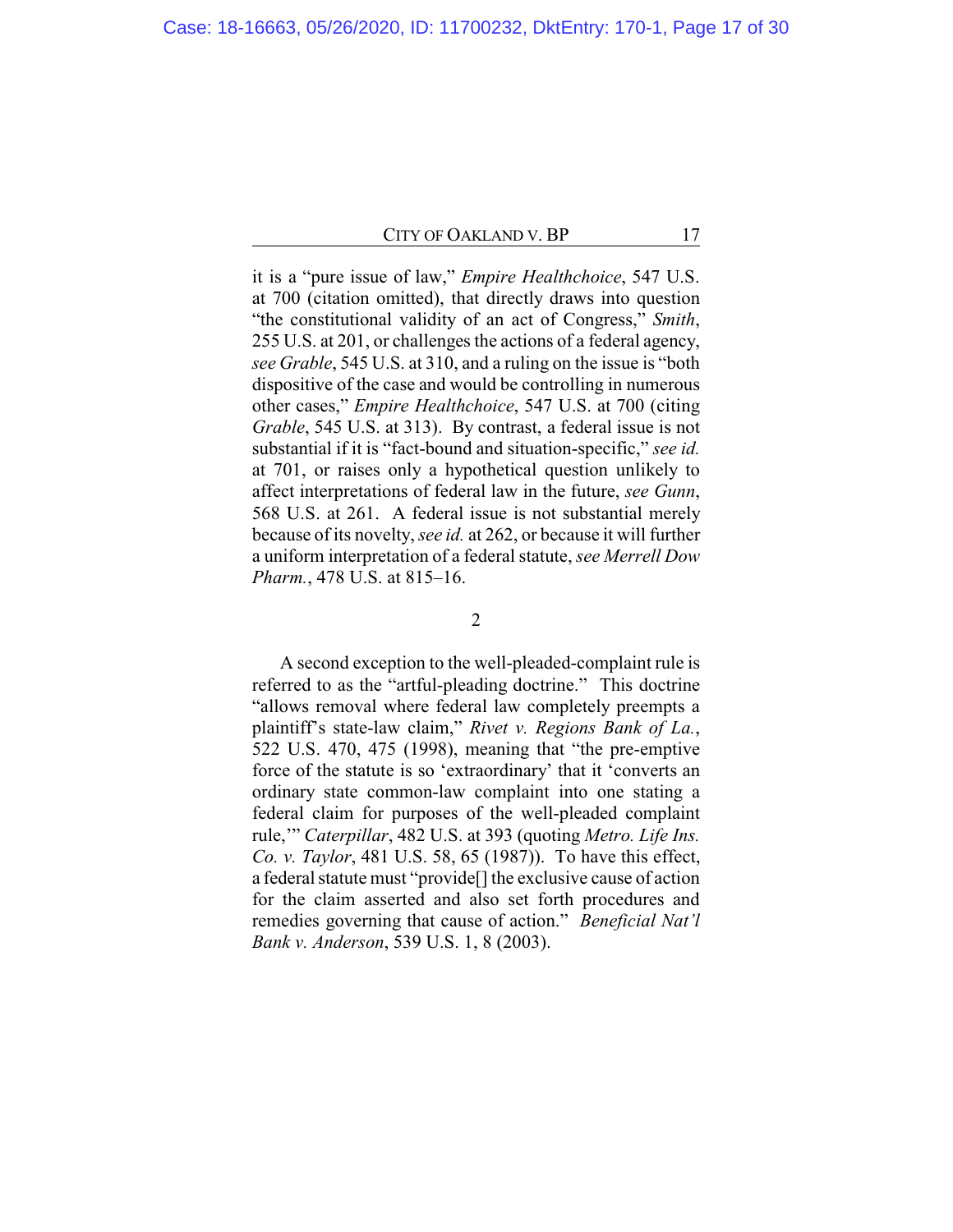it is a "pure issue of law," *Empire Healthchoice*, 547 U.S. at 700 (citation omitted), that directly draws into question "the constitutional validity of an act of Congress," *Smith*, 255 U.S. at 201, or challenges the actions of a federal agency, *see Grable*, 545 U.S. at 310, and a ruling on the issue is "both dispositive of the case and would be controlling in numerous other cases," *Empire Healthchoice*, 547 U.S. at 700 (citing *Grable*, 545 U.S. at 313). By contrast, a federal issue is not substantial if it is "fact-bound and situation-specific," *see id.* at 701, or raises only a hypothetical question unlikely to affect interpretations of federal law in the future, *see Gunn*, 568 U.S. at 261. A federal issue is not substantial merely because of its novelty, *see id.* at 262, or because it will further a uniform interpretation of a federal statute, *see Merrell Dow Pharm.*, 478 U.S. at 815–16.

2

A second exception to the well-pleaded-complaint rule is referred to as the "artful-pleading doctrine." This doctrine "allows removal where federal law completely preempts a plaintiff's state-law claim," *Rivet v. Regions Bank of La.*, 522 U.S. 470, 475 (1998), meaning that "the pre-emptive force of the statute is so 'extraordinary' that it 'converts an ordinary state common-law complaint into one stating a federal claim for purposes of the well-pleaded complaint rule,'" *Caterpillar*, 482 U.S. at 393 (quoting *Metro. Life Ins. Co. v. Taylor*, 481 U.S. 58, 65 (1987)). To have this effect, a federal statute must "provide[] the exclusive cause of action for the claim asserted and also set forth procedures and remedies governing that cause of action." *Beneficial Nat'l Bank v. Anderson*, 539 U.S. 1, 8 (2003).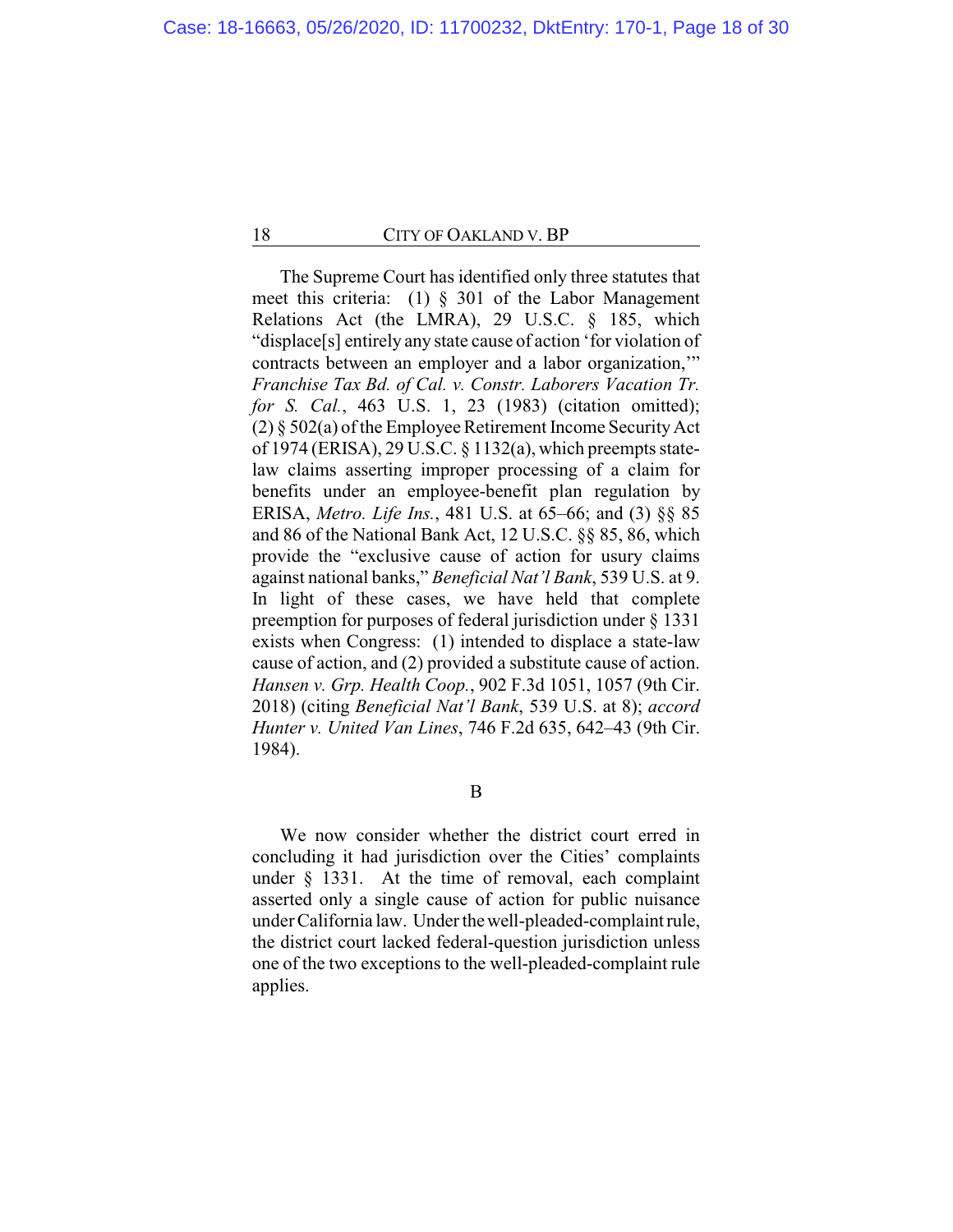The Supreme Court has identified only three statutes that meet this criteria: (1) § 301 of the Labor Management Relations Act (the LMRA), 29 U.S.C. § 185, which "displace[s] entirely any state cause of action 'for violation of contracts between an employer and a labor organization,'" *Franchise Tax Bd. of Cal. v. Constr. Laborers Vacation Tr. for S. Cal.*, 463 U.S. 1, 23 (1983) (citation omitted); (2) § 502(a) of the Employee Retirement Income Security Act of 1974 (ERISA), 29 U.S.C. § 1132(a), which preempts state-law claims asserting improper processing of a claim for benefits under an employee-benefit plan regulation by ERISA, *Metro. Life Ins.*, 481 U.S. at 65–66; and (3) §§ 85 and 86 of the National Bank Act, 12 U.S.C. §§ 85, 86, which provide the "exclusive cause of action for usury claims against national banks," *Beneficial Nat'l Bank*, 539 U.S. at 9. In light of these cases, we have held that complete preemption for purposes of federal jurisdiction under § 1331 exists when Congress: (1) intended to displace a state-law cause of action, and (2) provided a substitute cause of action. *Hansen v. Grp. Health Coop.*, 902 F.3d 1051, 1057 (9th Cir. 2018) (citing *Beneficial Nat'l Bank*, 539 U.S. at 8); *accord Hunter v. United Van Lines*, 746 F.2d 635, 642–43 (9th Cir. 1984).

B

We now consider whether the district court erred in concluding it had jurisdiction over the Cities' complaints under § 1331. At the time of removal, each complaint asserted only a single cause of action for public nuisance under California law. Under the well-pleaded-complaint rule, the district court lacked federal-question jurisdiction unless one of the two exceptions to the well-pleaded-complaint rule applies.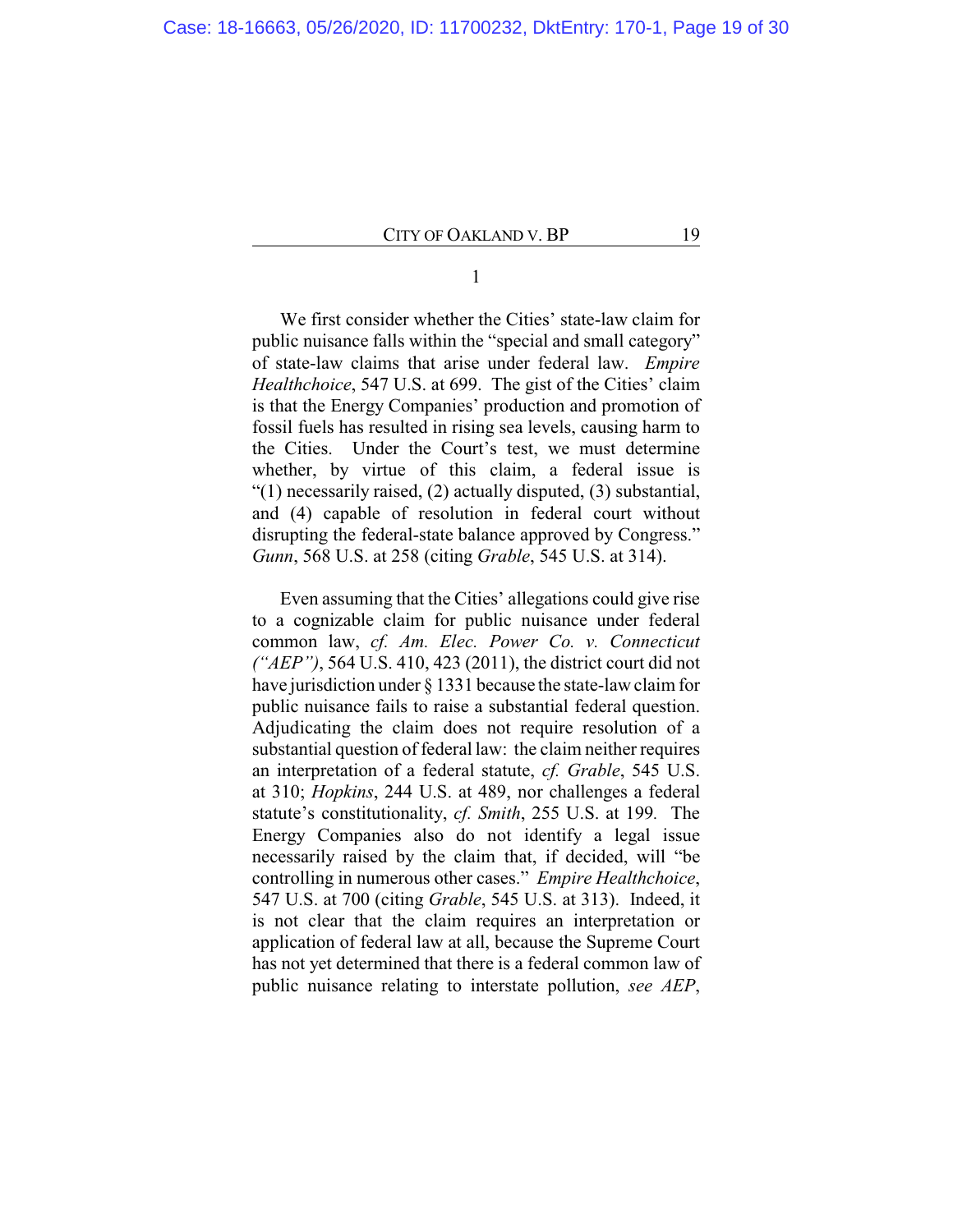1

We first consider whether the Cities' state-law claim for public nuisance falls within the "special and small category" of state-law claims that arise under federal law. *Empire Healthchoice*, 547 U.S. at 699. The gist of the Cities' claim is that the Energy Companies' production and promotion of fossil fuels has resulted in rising sea levels, causing harm to the Cities. Under the Court's test, we must determine whether, by virtue of this claim, a federal issue is "(1) necessarily raised, (2) actually disputed, (3) substantial, and (4) capable of resolution in federal court without disrupting the federal-state balance approved by Congress." *Gunn*, 568 U.S. at 258 (citing *Grable*, 545 U.S. at 314).

Even assuming that the Cities' allegations could give rise to a cognizable claim for public nuisance under federal common law, *cf. Am. Elec. Power Co. v. Connecticut ("AEP")*, 564 U.S. 410, 423 (2011), the district court did not have jurisdiction under § 1331 because the state-law claim for public nuisance fails to raise a substantial federal question. Adjudicating the claim does not require resolution of a substantial question of federal law: the claim neither requires an interpretation of a federal statute, *cf. Grable*, 545 U.S. at 310; *Hopkins*, 244 U.S. at 489, nor challenges a federal statute's constitutionality, *cf. Smith*, 255 U.S. at 199. The Energy Companies also do not identify a legal issue necessarily raised by the claim that, if decided, will "be controlling in numerous other cases." *Empire Healthchoice*, 547 U.S. at 700 (citing *Grable*, 545 U.S. at 313). Indeed, it is not clear that the claim requires an interpretation or application of federal law at all, because the Supreme Court has not yet determined that there is a federal common law of public nuisance relating to interstate pollution, *see AEP*,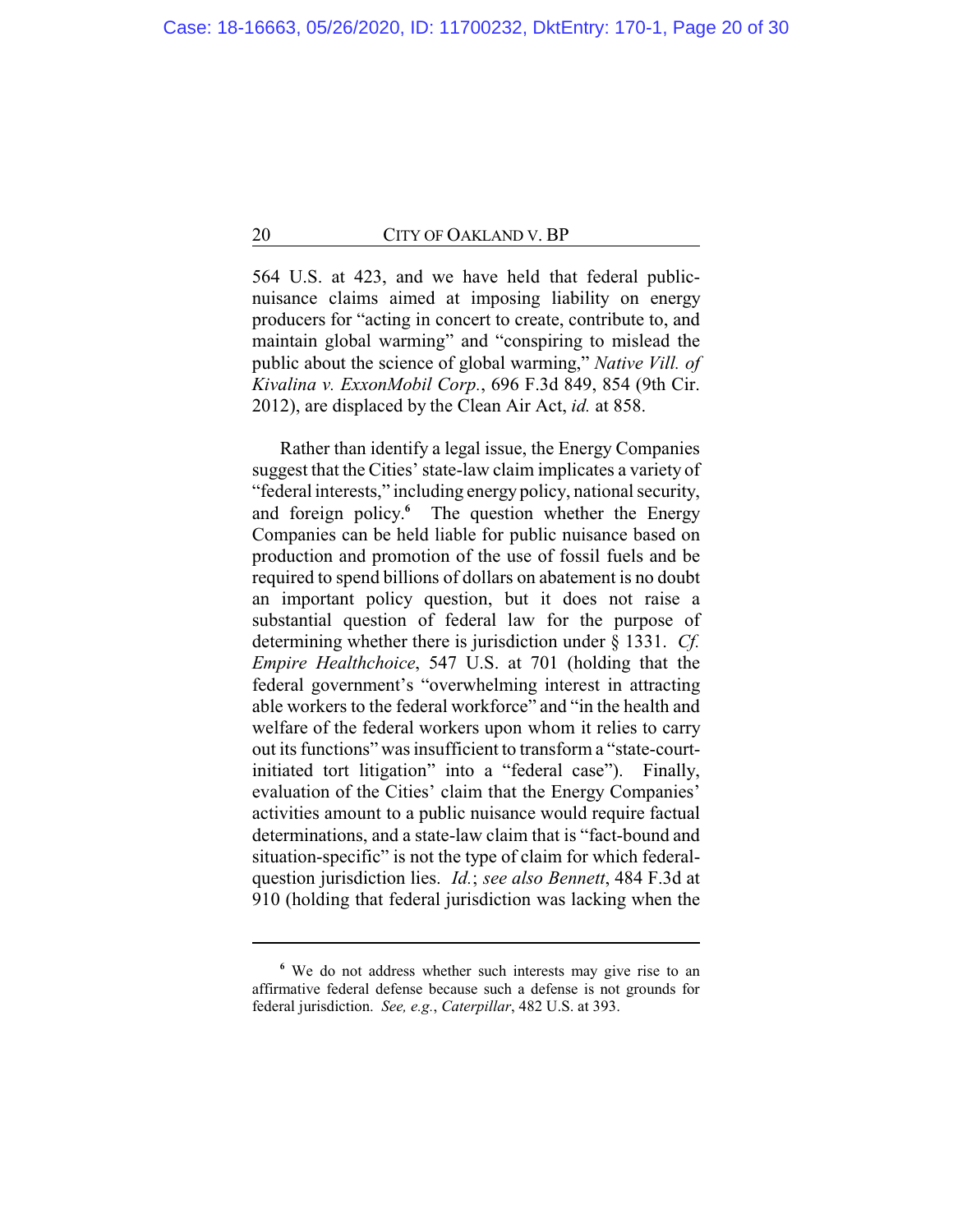564 U.S. at 423, and we have held that federal public-nuisance claims aimed at imposing liability on energy producers for "acting in concert to create, contribute to, and maintain global warming" and "conspiring to mislead the public about the science of global warming," *Native Vill. of Kivalina v. ExxonMobil Corp.*, 696 F.3d 849, 854 (9th Cir. 2012), are displaced by the Clean Air Act, *id.* at 858.

Rather than identify a legal issue, the Energy Companies suggest that the Cities' state-law claim implicates a variety of "federal interests," including energy policy, national security, and foreign policy.[6] The question whether the Energy Companies can be held liable for public nuisance based on production and promotion of the use of fossil fuels and be required to spend billions of dollars on abatement is no doubt an important policy question, but it does not raise a substantial question of federal law for the purpose of determining whether there is jurisdiction under § 1331. *Cf. Empire Healthchoice*, 547 U.S. at 701 (holding that the federal government's "overwhelming interest in attracting able workers to the federal workforce" and "in the health and welfare of the federal workers upon whom it relies to carry out its functions" was insufficient to transform a "state-court-initiated tort litigation" into a "federal case"). Finally, evaluation of the Cities' claim that the Energy Companies' activities amount to a public nuisance would require factual determinations, and a state-law claim that is "fact-bound and situation-specific" is not the type of claim for which federal-question jurisdiction lies. *Id.*; *see also Bennett*, 484 F.3d at 910 (holding that federal jurisdiction was lacking when the

---

[6] We do not address whether such interests may give rise to an affirmative federal defense because such a defense is not grounds for federal jurisdiction. *See, e.g.*, *Caterpillar*, 482 U.S. at 393.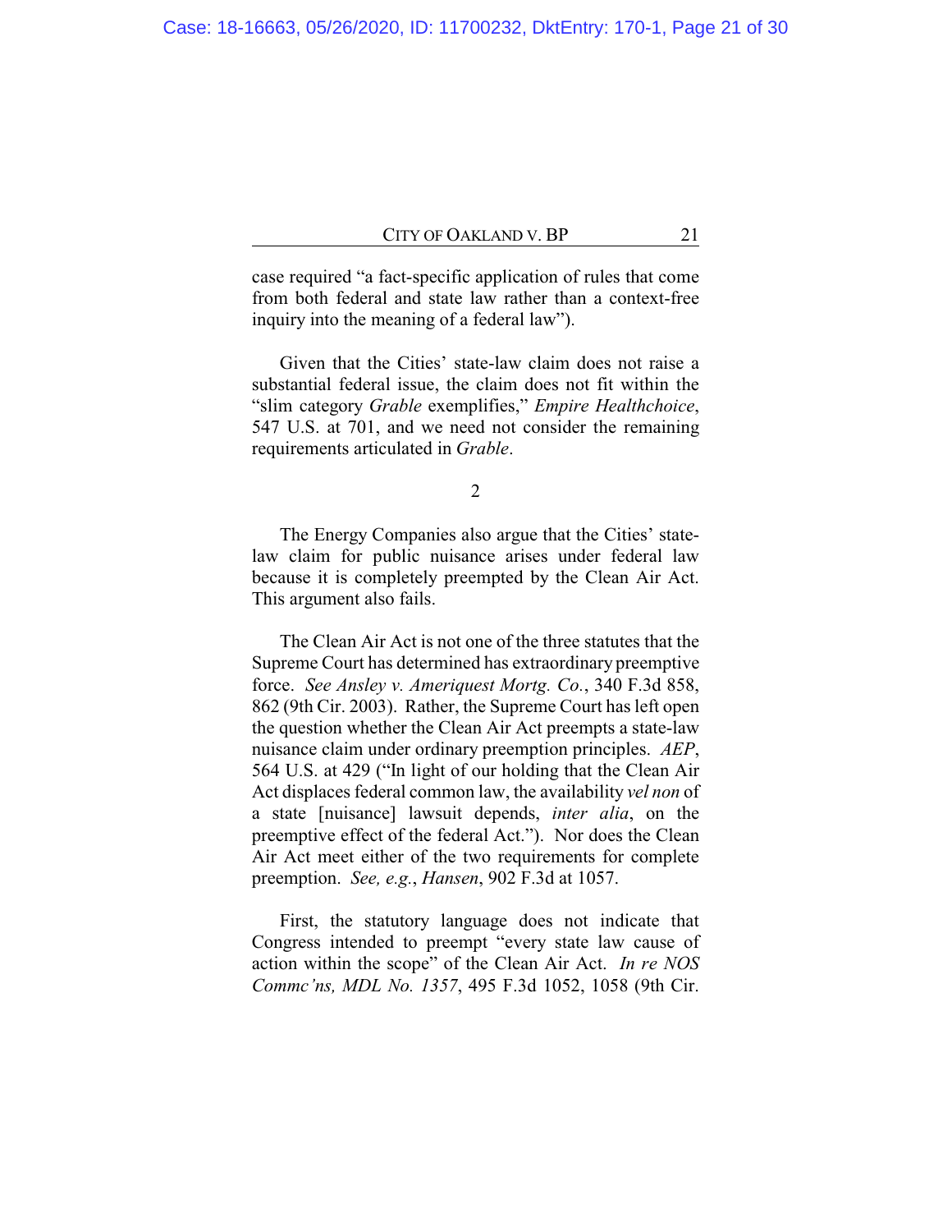case required "a fact-specific application of rules that come from both federal and state law rather than a context-free inquiry into the meaning of a federal law").

Given that the Cities' state-law claim does not raise a substantial federal issue, the claim does not fit within the "slim category *Grable* exemplifies," *Empire Healthchoice*, 547 U.S. at 701, and we need not consider the remaining requirements articulated in *Grable*.

2

The Energy Companies also argue that the Cities' state-law claim for public nuisance arises under federal law because it is completely preempted by the Clean Air Act. This argument also fails.

The Clean Air Act is not one of the three statutes that the Supreme Court has determined has extraordinary preemptive force. *See Ansley v. Ameriquest Mortg. Co.*, 340 F.3d 858, 862 (9th Cir. 2003). Rather, the Supreme Court has left open the question whether the Clean Air Act preempts a state-law nuisance claim under ordinary preemption principles. *AEP*, 564 U.S. at 429 ("In light of our holding that the Clean Air Act displaces federal common law, the availability *vel non* of a state [nuisance] lawsuit depends, *inter alia*, on the preemptive effect of the federal Act."). Nor does the Clean Air Act meet either of the two requirements for complete preemption. *See, e.g.*, *Hansen*, 902 F.3d at 1057.

First, the statutory language does not indicate that Congress intended to preempt "every state law cause of action within the scope" of the Clean Air Act. *In re NOS Commc'ns, MDL No. 1357*, 495 F.3d 1052, 1058 (9th Cir.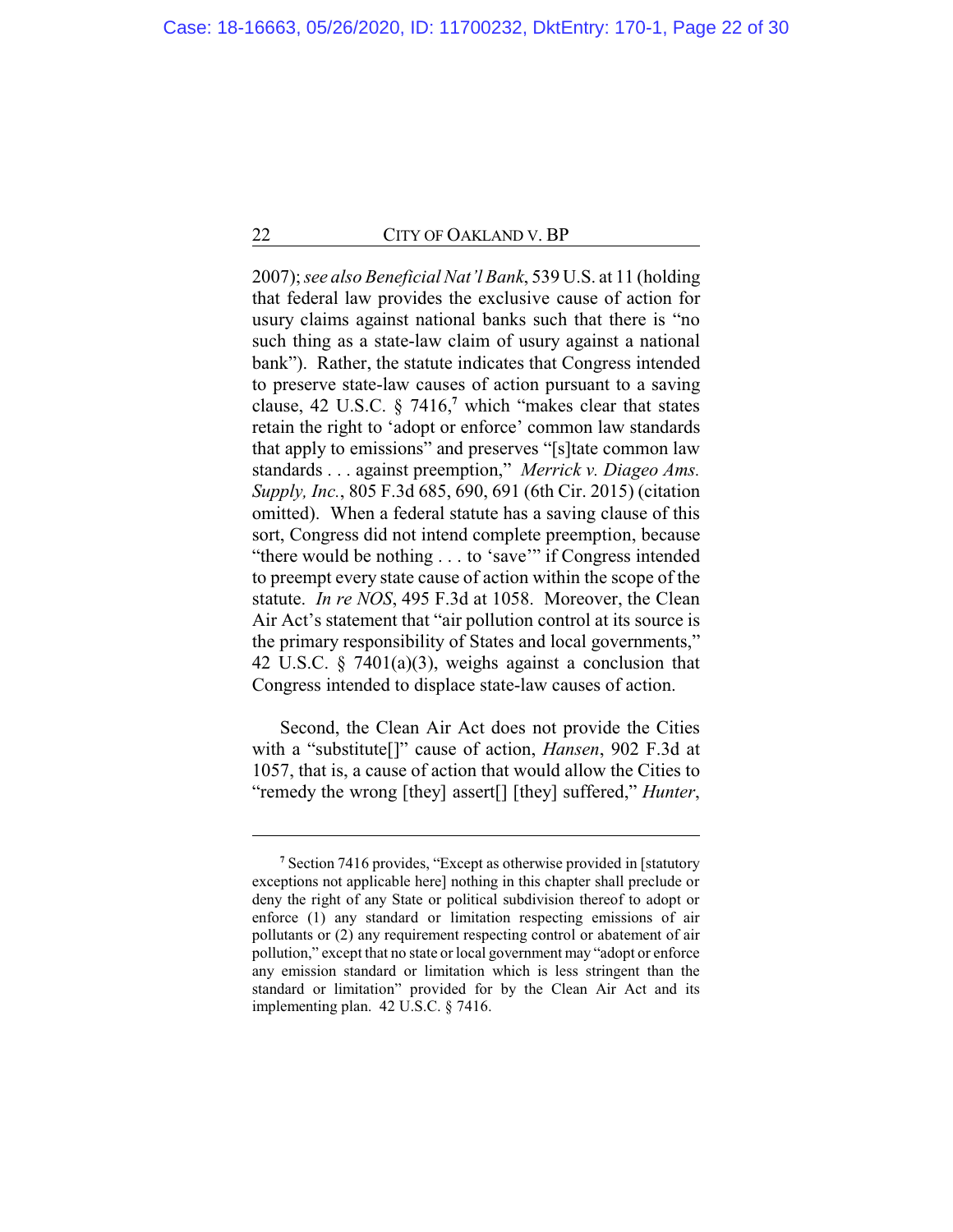2007); *see also Beneficial Nat'l Bank*, 539 U.S. at 11 (holding that federal law provides the exclusive cause of action for usury claims against national banks such that there is "no such thing as a state-law claim of usury against a national bank"). Rather, the statute indicates that Congress intended to preserve state-law causes of action pursuant to a saving clause, 42 U.S.C. § 7416,[7] which "makes clear that states retain the right to 'adopt or enforce' common law standards that apply to emissions" and preserves "[s]tate common law standards . . . against preemption," *Merrick v. Diageo Ams. Supply, Inc.*, 805 F.3d 685, 690, 691 (6th Cir. 2015) (citation omitted). When a federal statute has a saving clause of this sort, Congress did not intend complete preemption, because "there would be nothing . . . to 'save'" if Congress intended to preempt every state cause of action within the scope of the statute. *In re NOS*, 495 F.3d at 1058. Moreover, the Clean Air Act's statement that "air pollution control at its source is the primary responsibility of States and local governments," 42 U.S.C. § 7401(a)(3), weighs against a conclusion that Congress intended to displace state-law causes of action.

Second, the Clean Air Act does not provide the Cities with a "substitute[]" cause of action, *Hansen*, 902 F.3d at 1057, that is, a cause of action that would allow the Cities to "remedy the wrong [they] assert[] [they] suffered," *Hunter*,

---

[7] Section 7416 provides, "Except as otherwise provided in [statutory exceptions not applicable here] nothing in this chapter shall preclude or deny the right of any State or political subdivision thereof to adopt or enforce (1) any standard or limitation respecting emissions of air pollutants or (2) any requirement respecting control or abatement of air pollution," except that no state or local government may "adopt or enforce any emission standard or limitation which is less stringent than the standard or limitation" provided for by the Clean Air Act and its implementing plan. 42 U.S.C. § 7416.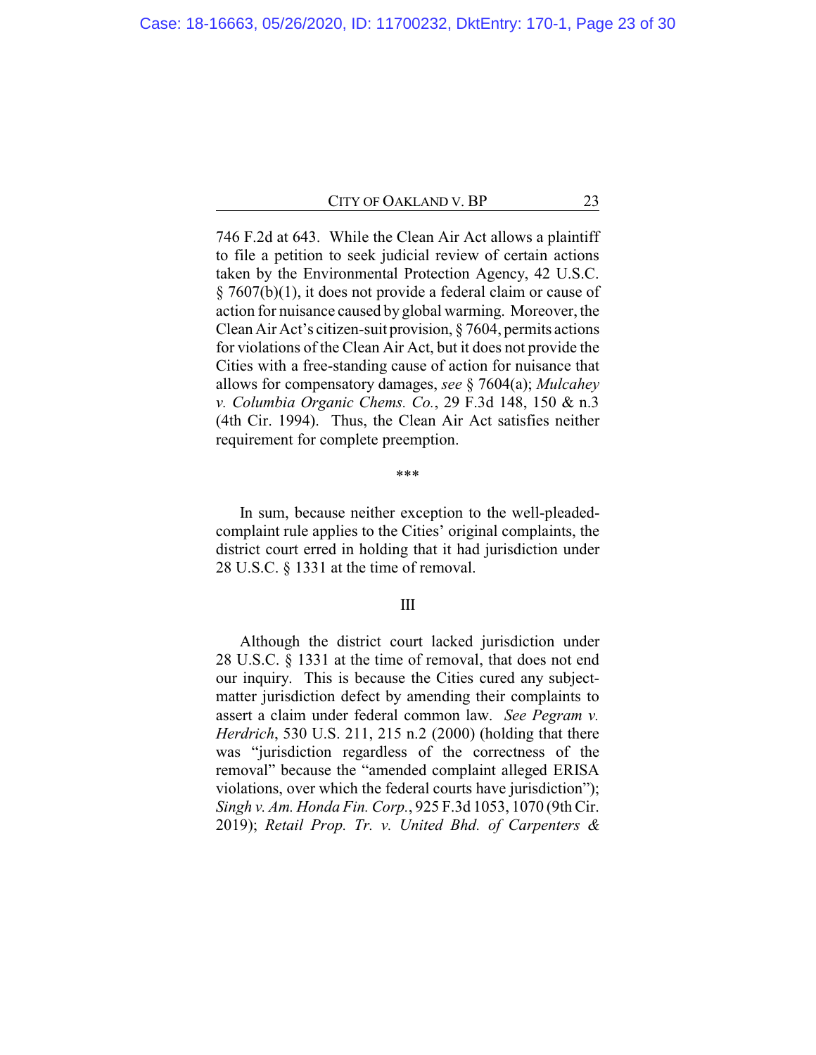746 F.2d at 643. While the Clean Air Act allows a plaintiff to file a petition to seek judicial review of certain actions taken by the Environmental Protection Agency, 42 U.S.C. § 7607(b)(1), it does not provide a federal claim or cause of action for nuisance caused by global warming. Moreover, the Clean Air Act's citizen-suit provision, § 7604, permits actions for violations of the Clean Air Act, but it does not provide the Cities with a free-standing cause of action for nuisance that allows for compensatory damages, *see* § 7604(a); *Mulcahey v. Columbia Organic Chems. Co.*, 29 F.3d 148, 150 & n.3 (4th Cir. 1994). Thus, the Clean Air Act satisfies neither requirement for complete preemption.

\*\*\*

In sum, because neither exception to the well-pleaded-complaint rule applies to the Cities' original complaints, the district court erred in holding that it had jurisdiction under 28 U.S.C. § 1331 at the time of removal.

## III

Although the district court lacked jurisdiction under 28 U.S.C. § 1331 at the time of removal, that does not end our inquiry. This is because the Cities cured any subject-matter jurisdiction defect by amending their complaints to assert a claim under federal common law. *See Pegram v. Herdrich*, 530 U.S. 211, 215 n.2 (2000) (holding that there was "jurisdiction regardless of the correctness of the removal" because the "amended complaint alleged ERISA violations, over which the federal courts have jurisdiction"); *Singh v. Am. Honda Fin. Corp.*, 925 F.3d 1053, 1070 (9th Cir. 2019); *Retail Prop. Tr. v. United Bhd. of Carpenters &*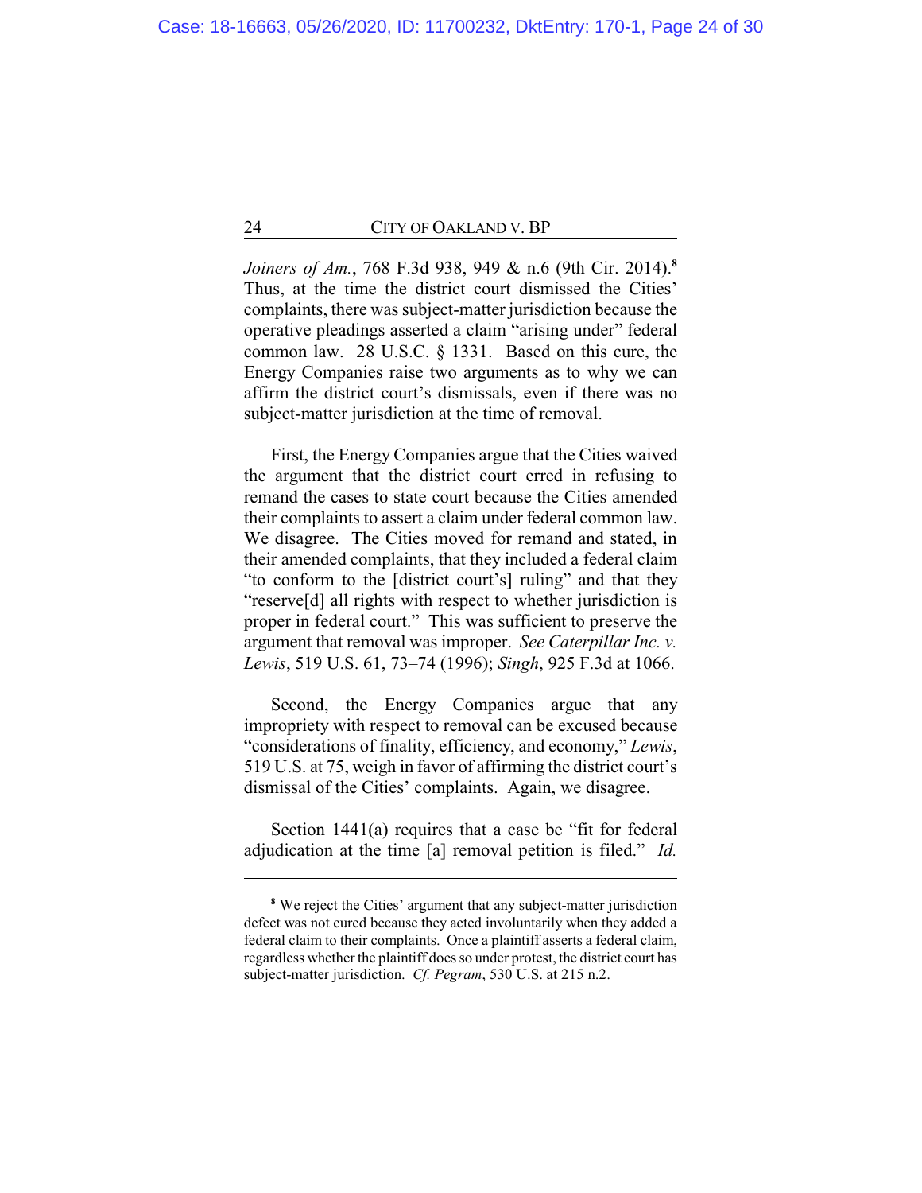*Joiners of Am.*, 768 F.3d 938, 949 & n.6 (9th Cir. 2014).[8] Thus, at the time the district court dismissed the Cities' complaints, there was subject-matter jurisdiction because the operative pleadings asserted a claim "arising under" federal common law. 28 U.S.C. § 1331. Based on this cure, the Energy Companies raise two arguments as to why we can affirm the district court's dismissals, even if there was no subject-matter jurisdiction at the time of removal.

First, the Energy Companies argue that the Cities waived the argument that the district court erred in refusing to remand the cases to state court because the Cities amended their complaints to assert a claim under federal common law. We disagree. The Cities moved for remand and stated, in their amended complaints, that they included a federal claim "to conform to the [district court's] ruling" and that they "reserve[d] all rights with respect to whether jurisdiction is proper in federal court." This was sufficient to preserve the argument that removal was improper. *See Caterpillar Inc. v. Lewis*, 519 U.S. 61, 73–74 (1996); *Singh*, 925 F.3d at 1066.

Second, the Energy Companies argue that any impropriety with respect to removal can be excused because "considerations of finality, efficiency, and economy," *Lewis*, 519 U.S. at 75, weigh in favor of affirming the district court's dismissal of the Cities' complaints. Again, we disagree.

Section 1441(a) requires that a case be "fit for federal adjudication at the time [a] removal petition is filed." *Id.*

---

[8] We reject the Cities' argument that any subject-matter jurisdiction defect was not cured because they acted involuntarily when they added a federal claim to their complaints. Once a plaintiff asserts a federal claim, regardless whether the plaintiff does so under protest, the district court has subject-matter jurisdiction. *Cf. Pegram*, 530 U.S. at 215 n.2.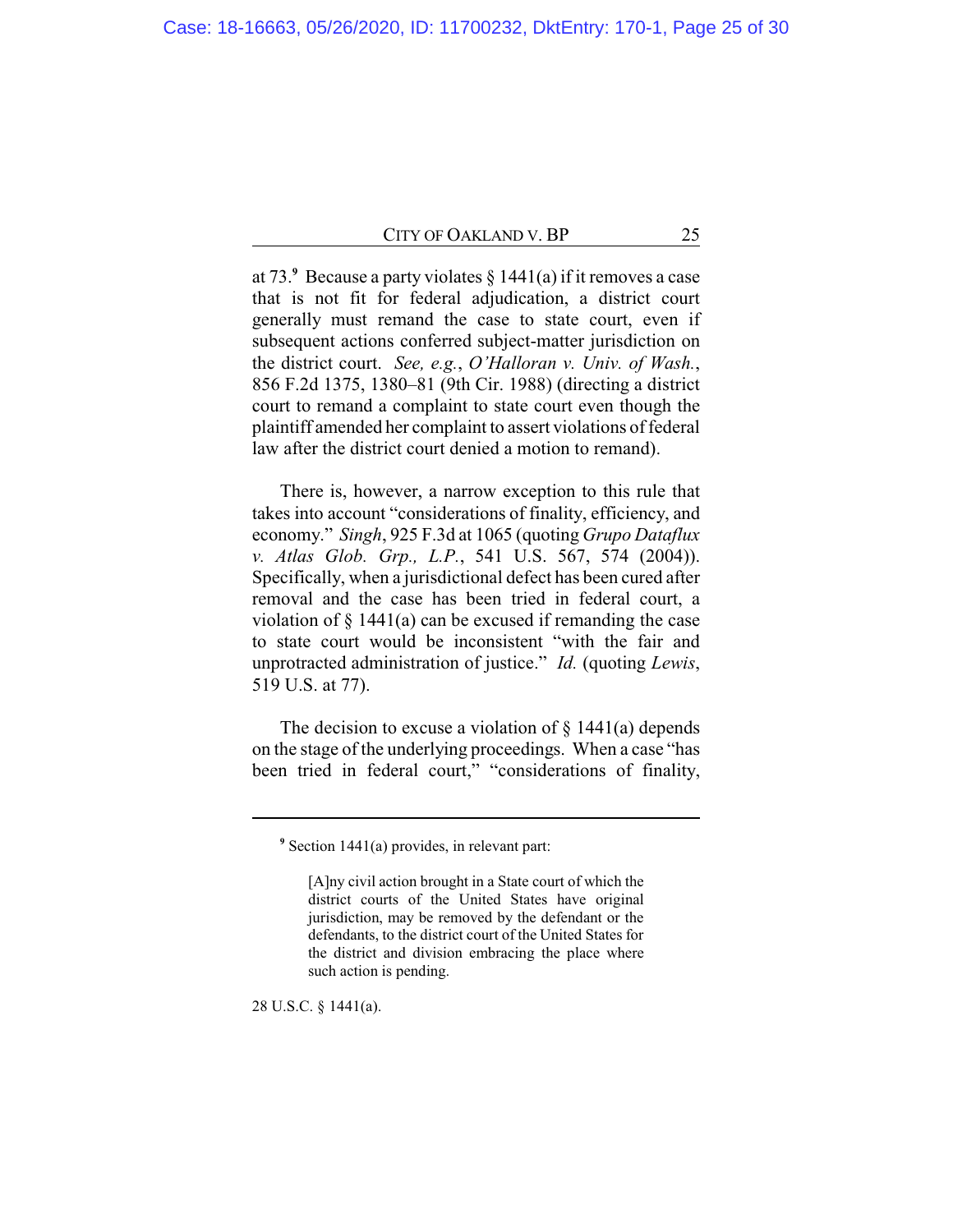at 73.[9] Because a party violates § 1441(a) if it removes a case that is not fit for federal adjudication, a district court generally must remand the case to state court, even if subsequent actions conferred subject-matter jurisdiction on the district court. *See, e.g.*, *O'Halloran v. Univ. of Wash.*, 856 F.2d 1375, 1380–81 (9th Cir. 1988) (directing a district court to remand a complaint to state court even though the plaintiff amended her complaint to assert violations of federal law after the district court denied a motion to remand).

There is, however, a narrow exception to this rule that takes into account "considerations of finality, efficiency, and economy." *Singh*, 925 F.3d at 1065 (quoting *Grupo Dataflux v. Atlas Glob. Grp., L.P.*, 541 U.S. 567, 574 (2004)). Specifically, when a jurisdictional defect has been cured after removal and the case has been tried in federal court, a violation of § 1441(a) can be excused if remanding the case to state court would be inconsistent "with the fair and unprotracted administration of justice." *Id.* (quoting *Lewis*, 519 U.S. at 77).

The decision to excuse a violation of § 1441(a) depends on the stage of the underlying proceedings. When a case "has been tried in federal court," "considerations of finality,

---

[9] Section 1441(a) provides, in relevant part:

> [A]ny civil action brought in a State court of which the district courts of the United States have original jurisdiction, may be removed by the defendant or the defendants, to the district court of the United States for the district and division embracing the place where such action is pending.

28 U.S.C. § 1441(a).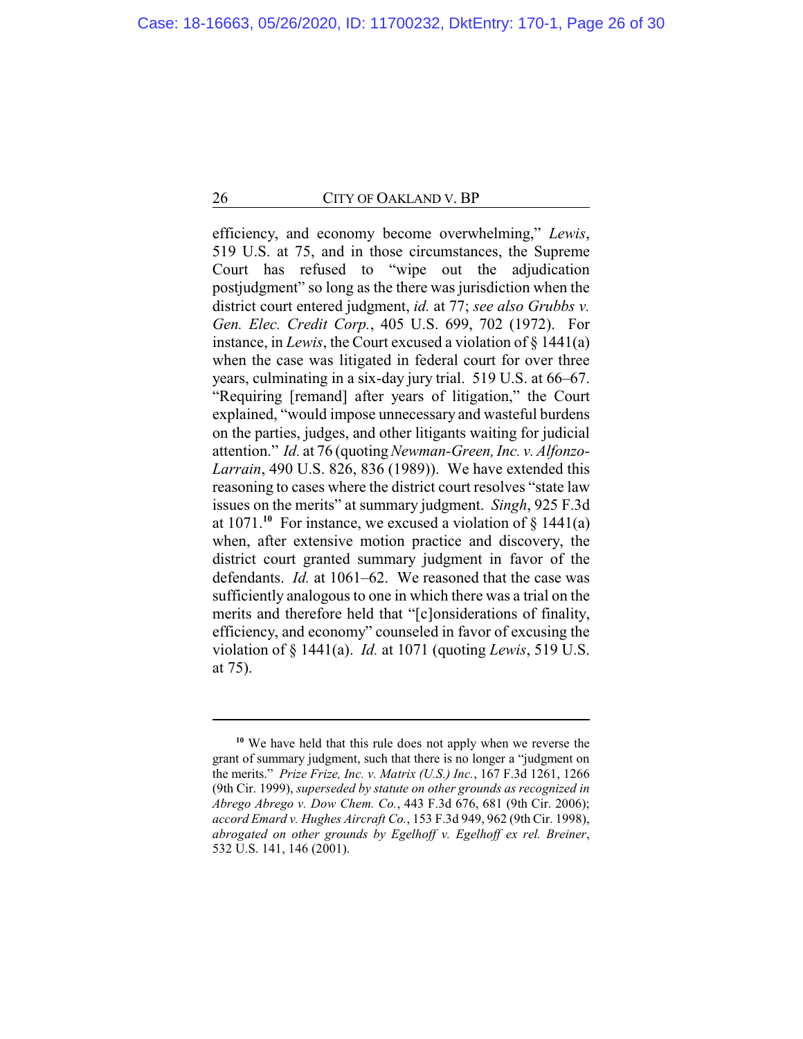efficiency, and economy become overwhelming," *Lewis*, 519 U.S. at 75, and in those circumstances, the Supreme Court has refused to "wipe out the adjudication postjudgment" so long as the there was jurisdiction when the district court entered judgment, *id.* at 77; *see also Grubbs v. Gen. Elec. Credit Corp.*, 405 U.S. 699, 702 (1972). For instance, in *Lewis*, the Court excused a violation of § 1441(a) when the case was litigated in federal court for over three years, culminating in a six-day jury trial. 519 U.S. at 66–67. "Requiring [remand] after years of litigation," the Court explained, "would impose unnecessary and wasteful burdens on the parties, judges, and other litigants waiting for judicial attention." *Id.* at 76 (quoting *Newman-Green, Inc. v. Alfonzo-Larrain*, 490 U.S. 826, 836 (1989)). We have extended this reasoning to cases where the district court resolves "state law issues on the merits" at summary judgment. *Singh*, 925 F.3d at 1071.[10] For instance, we excused a violation of § 1441(a) when, after extensive motion practice and discovery, the district court granted summary judgment in favor of the defendants. *Id.* at 1061–62. We reasoned that the case was sufficiently analogous to one in which there was a trial on the merits and therefore held that "[c]onsiderations of finality, efficiency, and economy" counseled in favor of excusing the violation of § 1441(a). *Id.* at 1071 (quoting *Lewis*, 519 U.S. at 75).

---

[10] We have held that this rule does not apply when we reverse the grant of summary judgment, such that there is no longer a "judgment on the merits." *Prize Frize, Inc. v. Matrix (U.S.) Inc.*, 167 F.3d 1261, 1266 (9th Cir. 1999), *superseded by statute on other grounds as recognized in Abrego Abrego v. Dow Chem. Co.*, 443 F.3d 676, 681 (9th Cir. 2006); *accord Emard v. Hughes Aircraft Co.*, 153 F.3d 949, 962 (9th Cir. 1998), *abrogated on other grounds by Egelhoff v. Egelhoff ex rel. Breiner*, 532 U.S. 141, 146 (2001).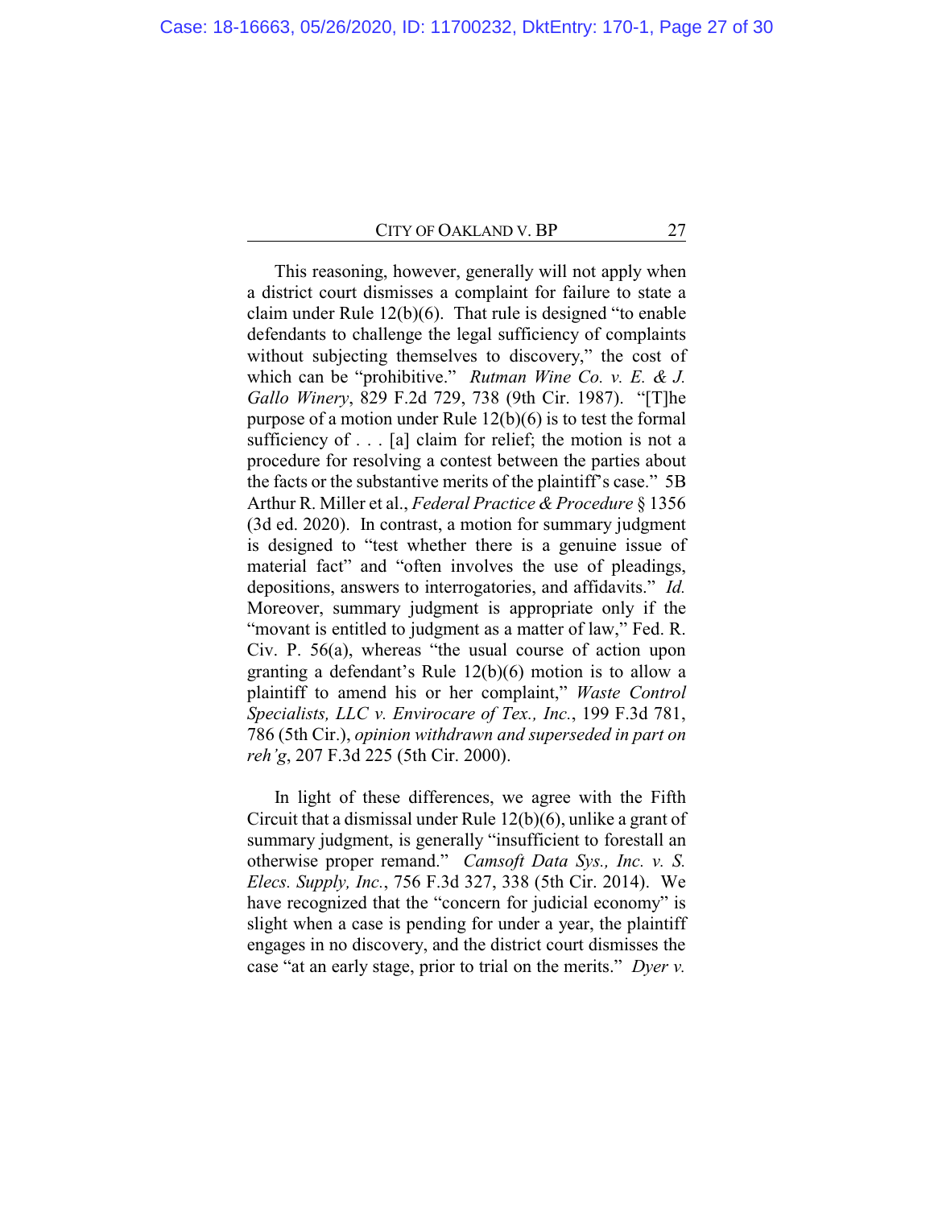This reasoning, however, generally will not apply when a district court dismisses a complaint for failure to state a claim under Rule 12(b)(6). That rule is designed "to enable defendants to challenge the legal sufficiency of complaints without subjecting themselves to discovery," the cost of which can be "prohibitive." *Rutman Wine Co. v. E. & J. Gallo Winery*, 829 F.2d 729, 738 (9th Cir. 1987). "[T]he purpose of a motion under Rule 12(b)(6) is to test the formal sufficiency of . . . [a] claim for relief; the motion is not a procedure for resolving a contest between the parties about the facts or the substantive merits of the plaintiff's case." 5B Arthur R. Miller et al., *Federal Practice & Procedure* § 1356 (3d ed. 2020). In contrast, a motion for summary judgment is designed to "test whether there is a genuine issue of material fact" and "often involves the use of pleadings, depositions, answers to interrogatories, and affidavits." *Id.* Moreover, summary judgment is appropriate only if the "movant is entitled to judgment as a matter of law," Fed. R. Civ. P. 56(a), whereas "the usual course of action upon granting a defendant's Rule 12(b)(6) motion is to allow a plaintiff to amend his or her complaint," *Waste Control Specialists, LLC v. Envirocare of Tex., Inc.*, 199 F.3d 781, 786 (5th Cir.), *opinion withdrawn and superseded in part on reh'g*, 207 F.3d 225 (5th Cir. 2000).

In light of these differences, we agree with the Fifth Circuit that a dismissal under Rule 12(b)(6), unlike a grant of summary judgment, is generally "insufficient to forestall an otherwise proper remand." *Camsoft Data Sys., Inc. v. S. Elecs. Supply, Inc.*, 756 F.3d 327, 338 (5th Cir. 2014). We have recognized that the "concern for judicial economy" is slight when a case is pending for under a year, the plaintiff engages in no discovery, and the district court dismisses the case "at an early stage, prior to trial on the merits." *Dyer v.*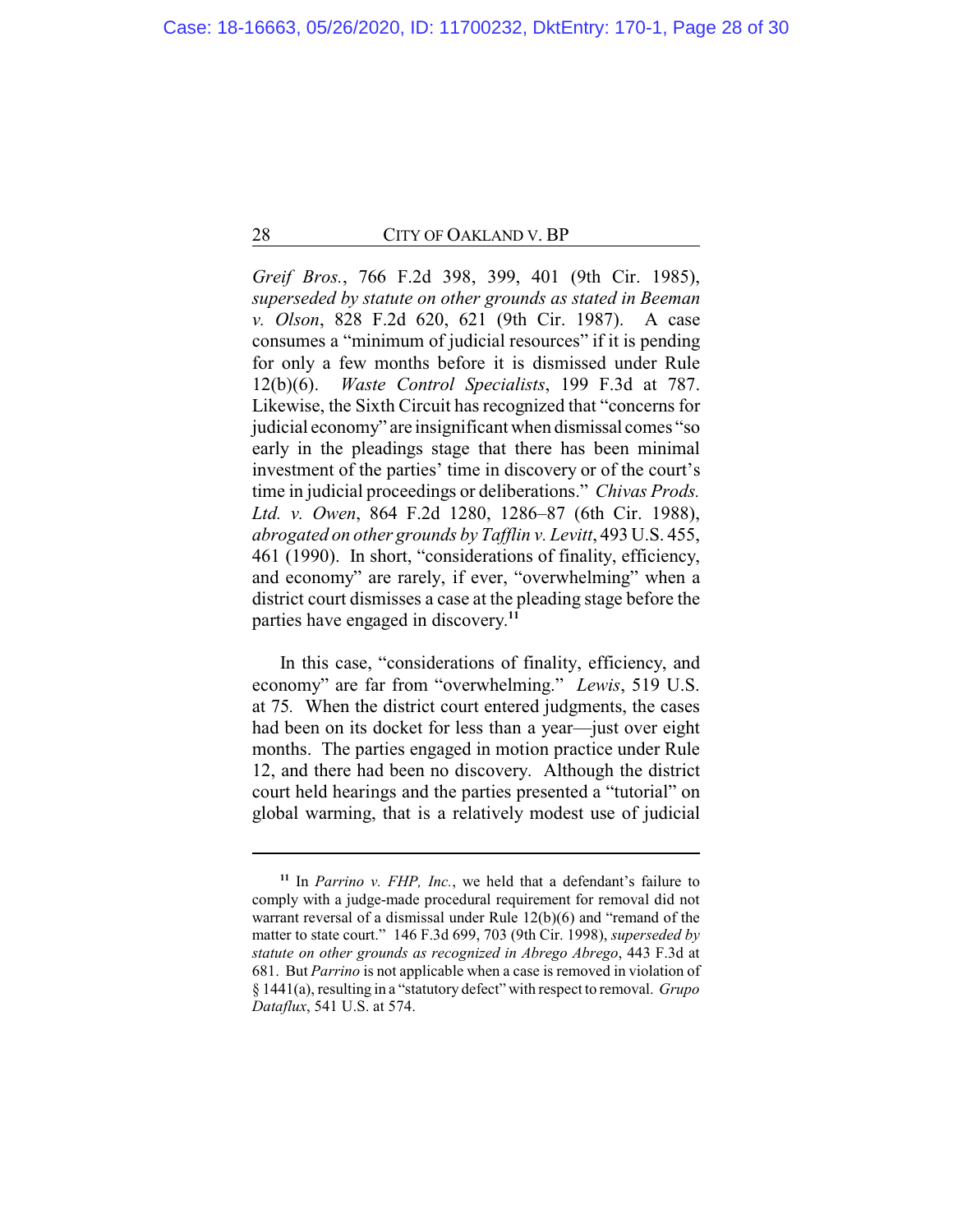*Greif Bros.*, 766 F.2d 398, 399, 401 (9th Cir. 1985), *superseded by statute on other grounds as stated in Beeman v. Olson*, 828 F.2d 620, 621 (9th Cir. 1987). A case consumes a "minimum of judicial resources" if it is pending for only a few months before it is dismissed under Rule 12(b)(6). *Waste Control Specialists*, 199 F.3d at 787. Likewise, the Sixth Circuit has recognized that "concerns for judicial economy" are insignificant when dismissal comes "so early in the pleadings stage that there has been minimal investment of the parties' time in discovery or of the court's time in judicial proceedings or deliberations." *Chivas Prods. Ltd. v. Owen*, 864 F.2d 1280, 1286–87 (6th Cir. 1988), *abrogated on other grounds by Tafflin v. Levitt*, 493 U.S. 455, 461 (1990). In short, "considerations of finality, efficiency, and economy" are rarely, if ever, "overwhelming" when a district court dismisses a case at the pleading stage before the parties have engaged in discovery.[11]

In this case, "considerations of finality, efficiency, and economy" are far from "overwhelming." *Lewis*, 519 U.S. at 75. When the district court entered judgments, the cases had been on its docket for less than a year—just over eight months. The parties engaged in motion practice under Rule 12, and there had been no discovery. Although the district court held hearings and the parties presented a "tutorial" on global warming, that is a relatively modest use of judicial

---

[11] In *Parrino v. FHP, Inc.*, we held that a defendant's failure to comply with a judge-made procedural requirement for removal did not warrant reversal of a dismissal under Rule 12(b)(6) and "remand of the matter to state court." 146 F.3d 699, 703 (9th Cir. 1998), *superseded by statute on other grounds as recognized in Abrego Abrego*, 443 F.3d at 681. But *Parrino* is not applicable when a case is removed in violation of § 1441(a), resulting in a "statutory defect" with respect to removal. *Grupo Dataflux*, 541 U.S. at 574.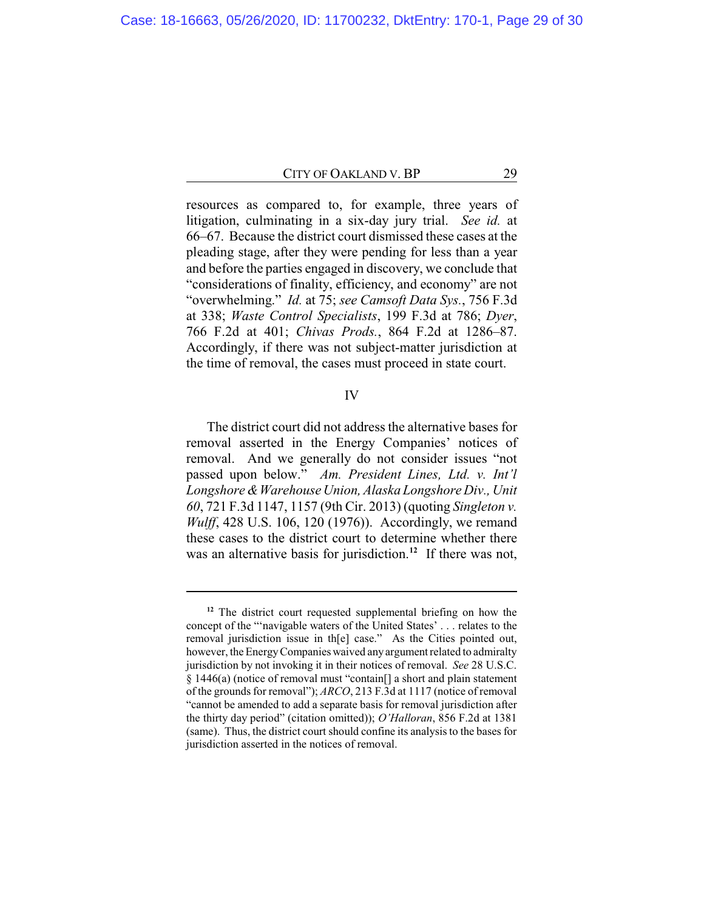resources as compared to, for example, three years of litigation, culminating in a six-day jury trial. *See id.* at 66–67. Because the district court dismissed these cases at the pleading stage, after they were pending for less than a year and before the parties engaged in discovery, we conclude that "considerations of finality, efficiency, and economy" are not "overwhelming." *Id.* at 75; *see Camsoft Data Sys.*, 756 F.3d at 338; *Waste Control Specialists*, 199 F.3d at 786; *Dyer*, 766 F.2d at 401; *Chivas Prods.*, 864 F.2d at 1286–87. Accordingly, if there was not subject-matter jurisdiction at the time of removal, the cases must proceed in state court.

## IV

The district court did not address the alternative bases for removal asserted in the Energy Companies' notices of removal. And we generally do not consider issues "not passed upon below." *Am. President Lines, Ltd. v. Int'l Longshore & Warehouse Union, Alaska Longshore Div., Unit 60*, 721 F.3d 1147, 1157 (9th Cir. 2013) (quoting *Singleton v. Wulff*, 428 U.S. 106, 120 (1976)). Accordingly, we remand these cases to the district court to determine whether there was an alternative basis for jurisdiction.[12] If there was not,

---

[12] The district court requested supplemental briefing on how the concept of the "'navigable waters of the United States' . . . relates to the removal jurisdiction issue in th[e] case." As the Cities pointed out, however, the Energy Companies waived any argument related to admiralty jurisdiction by not invoking it in their notices of removal. *See* 28 U.S.C. § 1446(a) (notice of removal must "contain[] a short and plain statement of the grounds for removal"); *ARCO*, 213 F.3d at 1117 (notice of removal "cannot be amended to add a separate basis for removal jurisdiction after the thirty day period" (citation omitted)); *O'Halloran*, 856 F.2d at 1381 (same). Thus, the district court should confine its analysis to the bases for jurisdiction asserted in the notices of removal.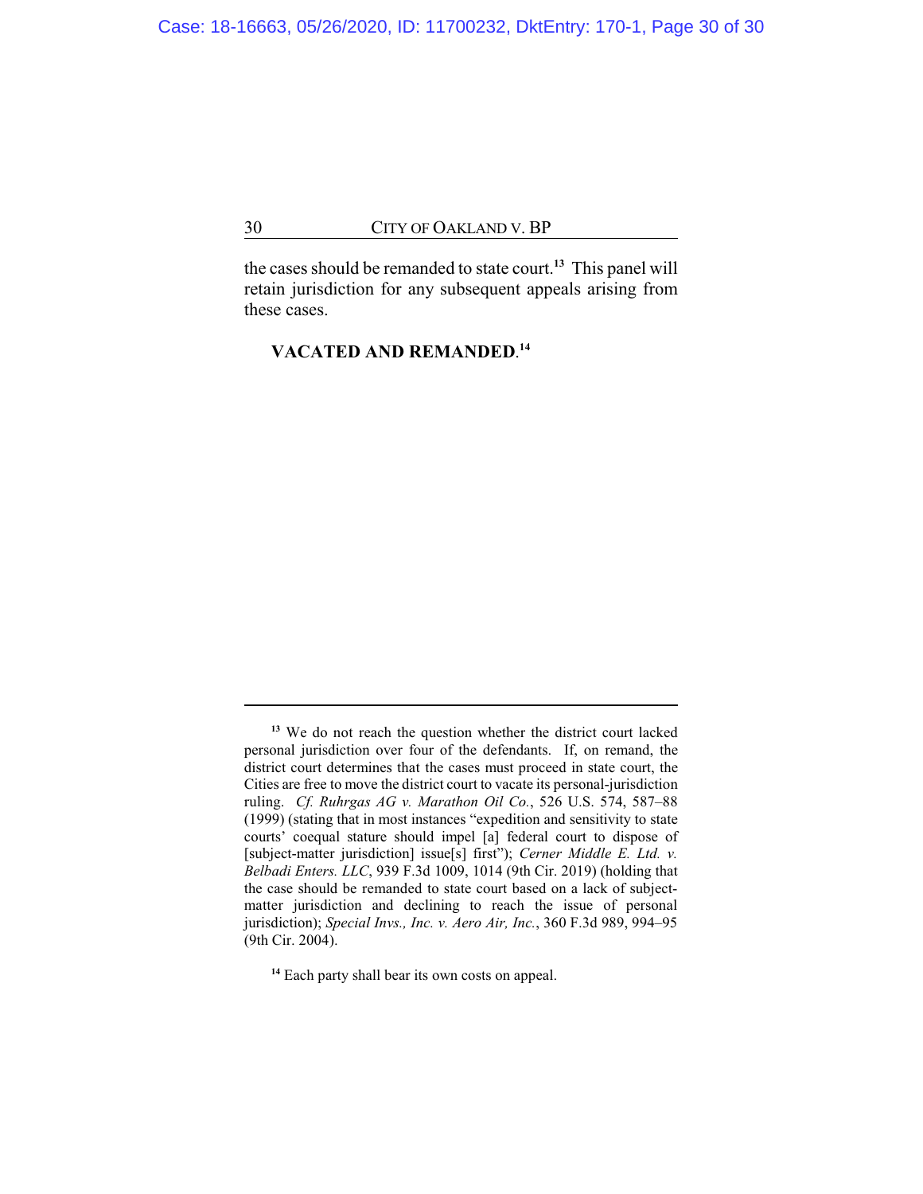the cases should be remanded to state court.[13] This panel will retain jurisdiction for any subsequent appeals arising from these cases.

**VACATED AND REMANDED**.[14]

---

[13] We do not reach the question whether the district court lacked personal jurisdiction over four of the defendants. If, on remand, the district court determines that the cases must proceed in state court, the Cities are free to move the district court to vacate its personal-jurisdiction ruling. *Cf. Ruhrgas AG v. Marathon Oil Co.*, 526 U.S. 574, 587–88 (1999) (stating that in most instances "expedition and sensitivity to state courts' coequal stature should impel [a] federal court to dispose of [subject-matter jurisdiction] issue[s] first"); *Cerner Middle E. Ltd. v. Belbadi Enters. LLC*, 939 F.3d 1009, 1014 (9th Cir. 2019) (holding that the case should be remanded to state court based on a lack of subject-matter jurisdiction and declining to reach the issue of personal jurisdiction); *Special Invs., Inc. v. Aero Air, Inc.*, 360 F.3d 989, 994–95 (9th Cir. 2004).

[14] Each party shall bear its own costs on appeal.